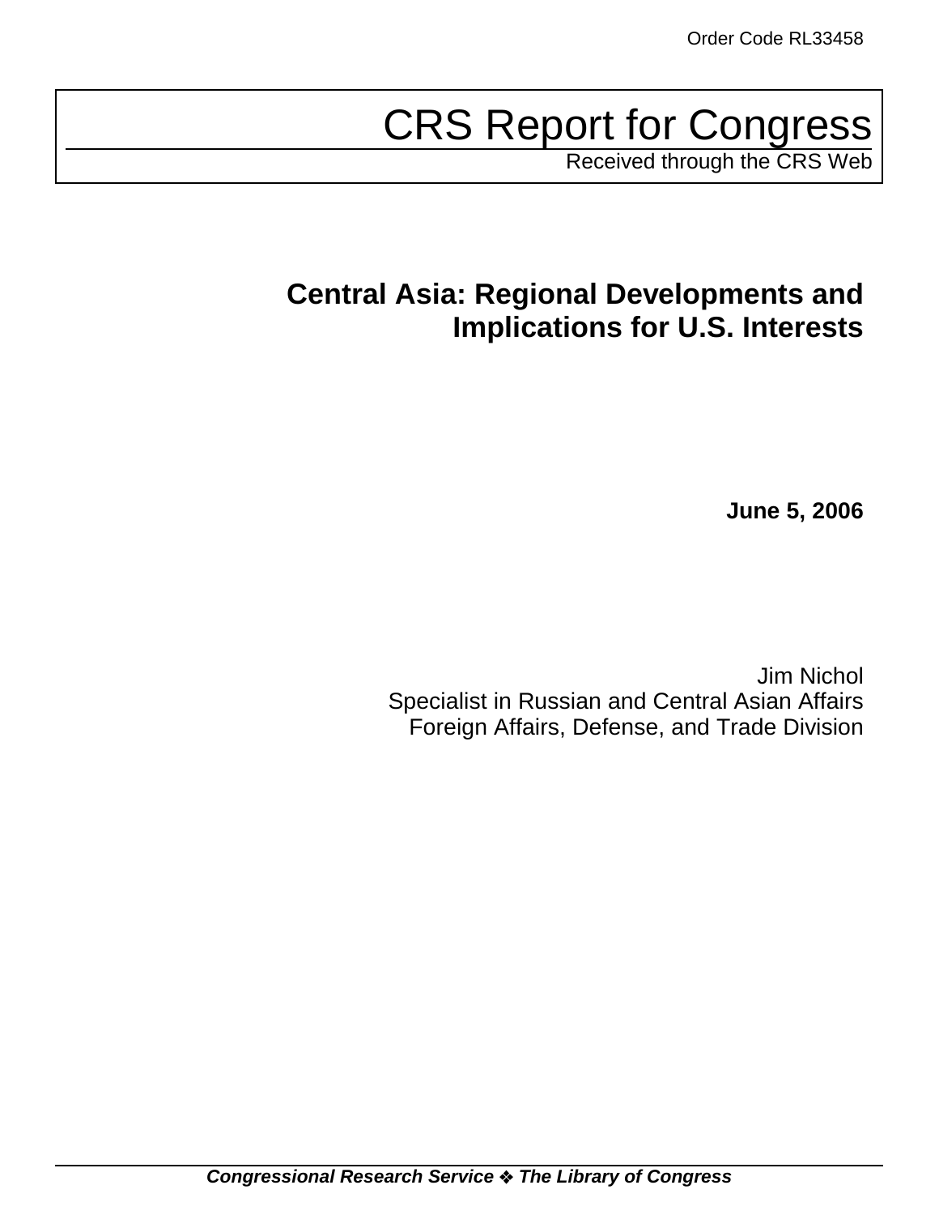Order Code RL33458

# CRS Report for Congress

Received through the CRS Web

## Central Asia: Regional Developments and Implications for U.S. Interests

**June 5, 2006**

Jim Nichol
Specialist in Russian and Central Asian Affairs
Foreign Affairs, Defense, and Trade Division

***Congressional Research Service ❖ The Library of Congress***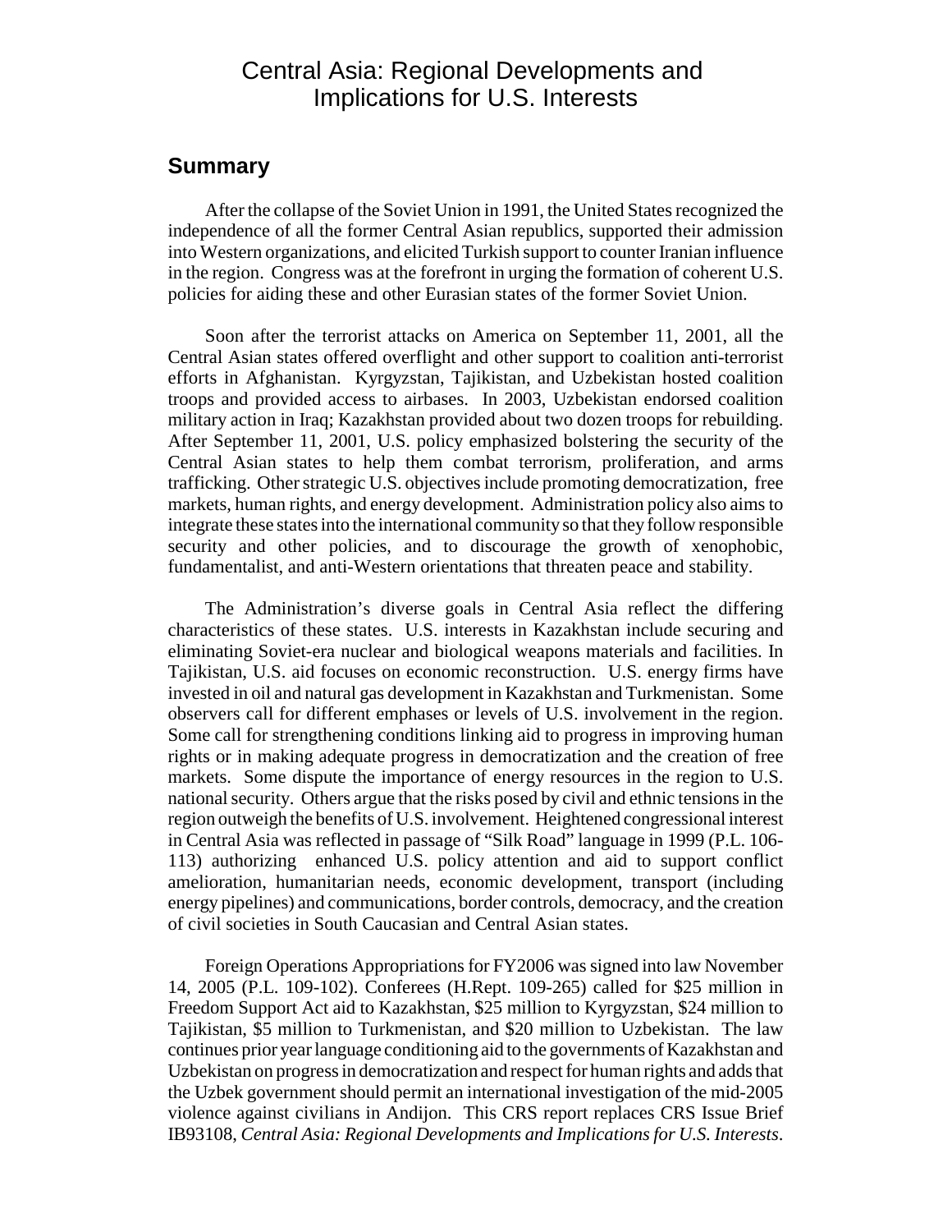# Central Asia: Regional Developments and Implications for U.S. Interests

## Summary

After the collapse of the Soviet Union in 1991, the United States recognized the independence of all the former Central Asian republics, supported their admission into Western organizations, and elicited Turkish support to counter Iranian influence in the region. Congress was at the forefront in urging the formation of coherent U.S. policies for aiding these and other Eurasian states of the former Soviet Union.

Soon after the terrorist attacks on America on September 11, 2001, all the Central Asian states offered overflight and other support to coalition anti-terrorist efforts in Afghanistan. Kyrgyzstan, Tajikistan, and Uzbekistan hosted coalition troops and provided access to airbases. In 2003, Uzbekistan endorsed coalition military action in Iraq; Kazakhstan provided about two dozen troops for rebuilding. After September 11, 2001, U.S. policy emphasized bolstering the security of the Central Asian states to help them combat terrorism, proliferation, and arms trafficking. Other strategic U.S. objectives include promoting democratization, free markets, human rights, and energy development. Administration policy also aims to integrate these states into the international community so that they follow responsible security and other policies, and to discourage the growth of xenophobic, fundamentalist, and anti-Western orientations that threaten peace and stability.

The Administration's diverse goals in Central Asia reflect the differing characteristics of these states. U.S. interests in Kazakhstan include securing and eliminating Soviet-era nuclear and biological weapons materials and facilities. In Tajikistan, U.S. aid focuses on economic reconstruction. U.S. energy firms have invested in oil and natural gas development in Kazakhstan and Turkmenistan. Some observers call for different emphases or levels of U.S. involvement in the region. Some call for strengthening conditions linking aid to progress in improving human rights or in making adequate progress in democratization and the creation of free markets. Some dispute the importance of energy resources in the region to U.S. national security. Others argue that the risks posed by civil and ethnic tensions in the region outweigh the benefits of U.S. involvement. Heightened congressional interest in Central Asia was reflected in passage of "Silk Road" language in 1999 (P.L. 106-113) authorizing enhanced U.S. policy attention and aid to support conflict amelioration, humanitarian needs, economic development, transport (including energy pipelines) and communications, border controls, democracy, and the creation of civil societies in South Caucasian and Central Asian states.

Foreign Operations Appropriations for FY2006 was signed into law November 14, 2005 (P.L. 109-102). Conferees (H.Rept. 109-265) called for $25 million in Freedom Support Act aid to Kazakhstan, $25 million to Kyrgyzstan, $24 million to Tajikistan, $5 million to Turkmenistan, and $20 million to Uzbekistan. The law continues prior year language conditioning aid to the governments of Kazakhstan and Uzbekistan on progress in democratization and respect for human rights and adds that the Uzbek government should permit an international investigation of the mid-2005 violence against civilians in Andijon. This CRS report replaces CRS Issue Brief IB93108, *Central Asia: Regional Developments and Implications for U.S. Interests*.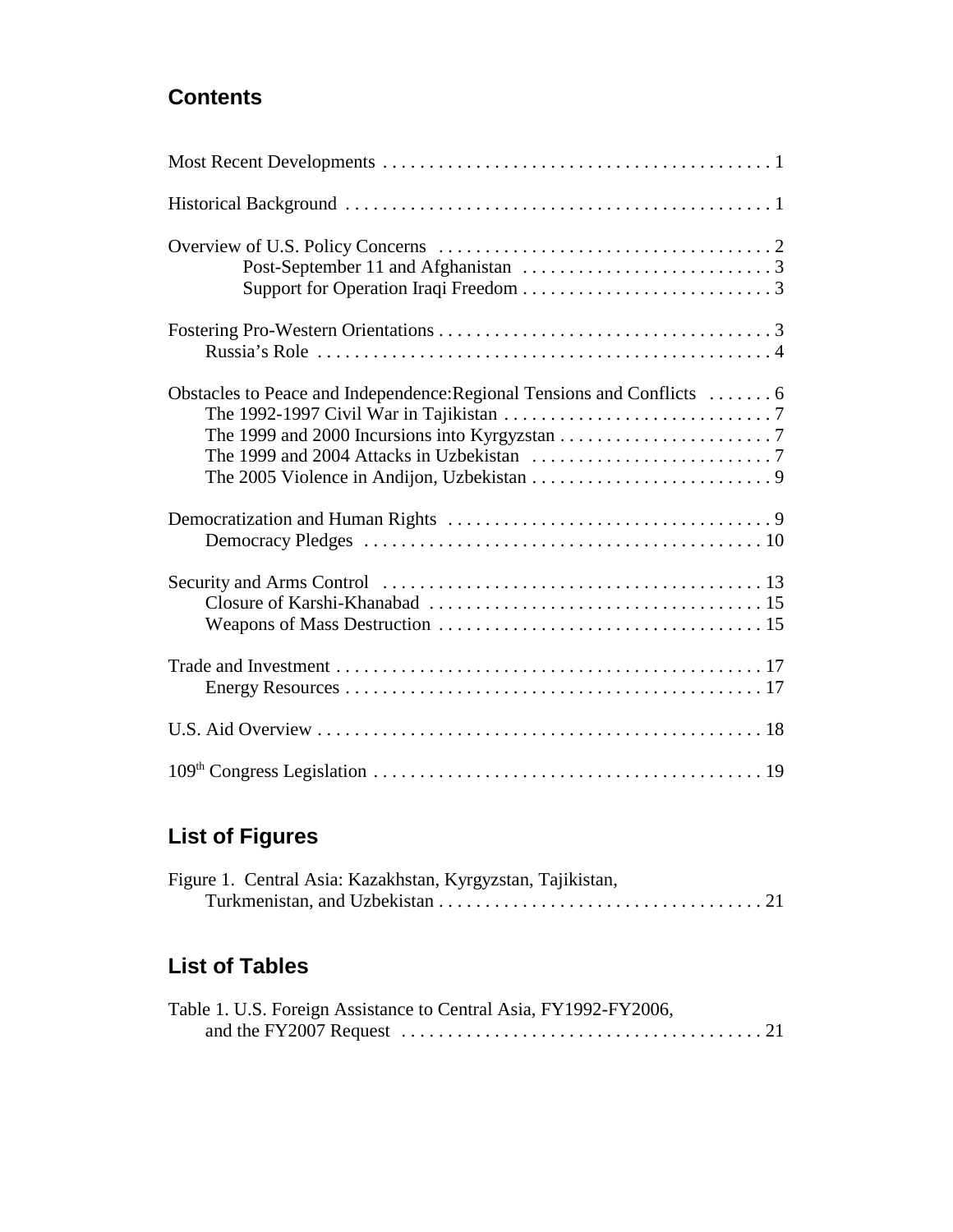## Contents

Most Recent Developments . . . . . . . . . . . . . . . . . . . . . . . . . . . . . . . . . . . . . . . . . 1

Historical Background . . . . . . . . . . . . . . . . . . . . . . . . . . . . . . . . . . . . . . . . . . . . . 1

Overview of U.S. Policy Concerns . . . . . . . . . . . . . . . . . . . . . . . . . . . . . . . . . . . . 2
- Post-September 11 and Afghanistan . . . . . . . . . . . . . . . . . . . . . . . . . . . 3
- Support for Operation Iraqi Freedom . . . . . . . . . . . . . . . . . . . . . . . . . . . 3

Fostering Pro-Western Orientations . . . . . . . . . . . . . . . . . . . . . . . . . . . . . . . . . . . 3
- Russia's Role . . . . . . . . . . . . . . . . . . . . . . . . . . . . . . . . . . . . . . . . . . . . . . . . 4

Obstacles to Peace and Independence:Regional Tensions and Conflicts . . . . . . . 6
- The 1992-1997 Civil War in Tajikistan . . . . . . . . . . . . . . . . . . . . . . . . . . . . 7
- The 1999 and 2000 Incursions into Kyrgyzstan . . . . . . . . . . . . . . . . . . . . . . . 7
- The 1999 and 2004 Attacks in Uzbekistan . . . . . . . . . . . . . . . . . . . . . . . . . . 7
- The 2005 Violence in Andijon, Uzbekistan . . . . . . . . . . . . . . . . . . . . . . . . . . 9

Democratization and Human Rights . . . . . . . . . . . . . . . . . . . . . . . . . . . . . . . . . . . 9
- Democracy Pledges . . . . . . . . . . . . . . . . . . . . . . . . . . . . . . . . . . . . . . . . . . . 10

Security and Arms Control . . . . . . . . . . . . . . . . . . . . . . . . . . . . . . . . . . . . . . . . . 13
- Closure of Karshi-Khanabad . . . . . . . . . . . . . . . . . . . . . . . . . . . . . . . . . . . . 15
- Weapons of Mass Destruction . . . . . . . . . . . . . . . . . . . . . . . . . . . . . . . . . . . 15

Trade and Investment . . . . . . . . . . . . . . . . . . . . . . . . . . . . . . . . . . . . . . . . . . . . . 17
- Energy Resources . . . . . . . . . . . . . . . . . . . . . . . . . . . . . . . . . . . . . . . . . . . . . 17

U.S. Aid Overview . . . . . . . . . . . . . . . . . . . . . . . . . . . . . . . . . . . . . . . . . . . . . . . 18

109th Congress Legislation . . . . . . . . . . . . . . . . . . . . . . . . . . . . . . . . . . . . . . . . . 19

## List of Figures

Figure 1. Central Asia: Kazakhstan, Kyrgyzstan, Tajikistan, Turkmenistan, and Uzbekistan . . . . . . . . . . . . . . . . . . . . . . . . . . . . . . . . . . . 21

## List of Tables

Table 1. U.S. Foreign Assistance to Central Asia, FY1992-FY2006, and the FY2007 Request . . . . . . . . . . . . . . . . . . . . . . . . . . . . . . . . . . . . . . . 21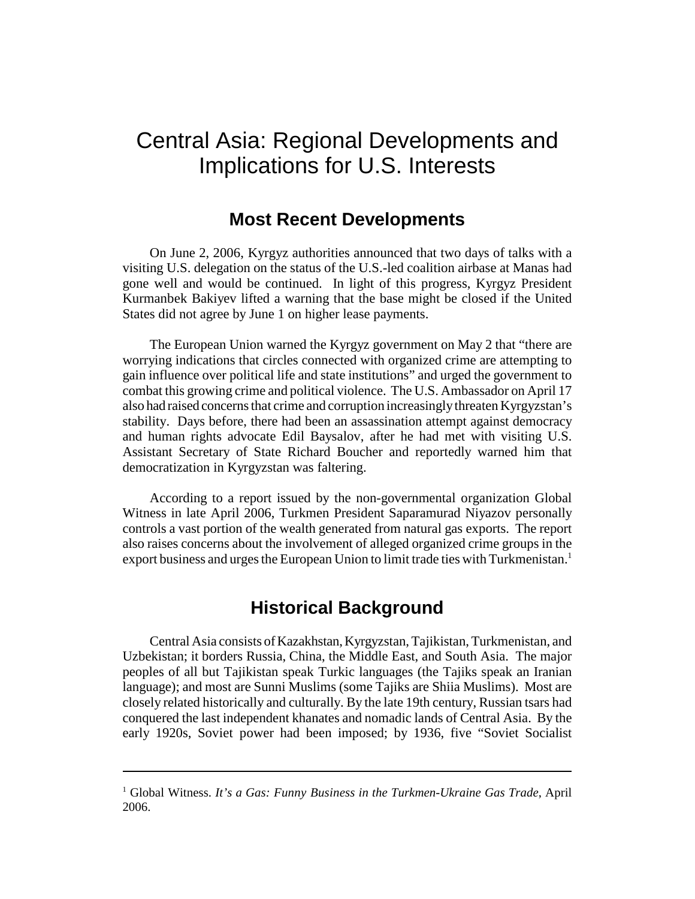# Central Asia: Regional Developments and Implications for U.S. Interests

## Most Recent Developments

On June 2, 2006, Kyrgyz authorities announced that two days of talks with a visiting U.S. delegation on the status of the U.S.-led coalition airbase at Manas had gone well and would be continued. In light of this progress, Kyrgyz President Kurmanbek Bakiyev lifted a warning that the base might be closed if the United States did not agree by June 1 on higher lease payments.

The European Union warned the Kyrgyz government on May 2 that "there are worrying indications that circles connected with organized crime are attempting to gain influence over political life and state institutions" and urged the government to combat this growing crime and political violence. The U.S. Ambassador on April 17 also had raised concerns that crime and corruption increasingly threaten Kyrgyzstan's stability. Days before, there had been an assassination attempt against democracy and human rights advocate Edil Baysalov, after he had met with visiting U.S. Assistant Secretary of State Richard Boucher and reportedly warned him that democratization in Kyrgyzstan was faltering.

According to a report issued by the non-governmental organization Global Witness in late April 2006, Turkmen President Saparamurad Niyazov personally controls a vast portion of the wealth generated from natural gas exports. The report also raises concerns about the involvement of alleged organized crime groups in the export business and urges the European Union to limit trade ties with Turkmenistan.[1]

## Historical Background

Central Asia consists of Kazakhstan, Kyrgyzstan, Tajikistan, Turkmenistan, and Uzbekistan; it borders Russia, China, the Middle East, and South Asia. The major peoples of all but Tajikistan speak Turkic languages (the Tajiks speak an Iranian language); and most are Sunni Muslims (some Tajiks are Shiia Muslims). Most are closely related historically and culturally. By the late 19th century, Russian tsars had conquered the last independent khanates and nomadic lands of Central Asia. By the early 1920s, Soviet power had been imposed; by 1936, five "Soviet Socialist

---

[1] Global Witness. *It's a Gas: Funny Business in the Turkmen-Ukraine Gas Trade*, April 2006.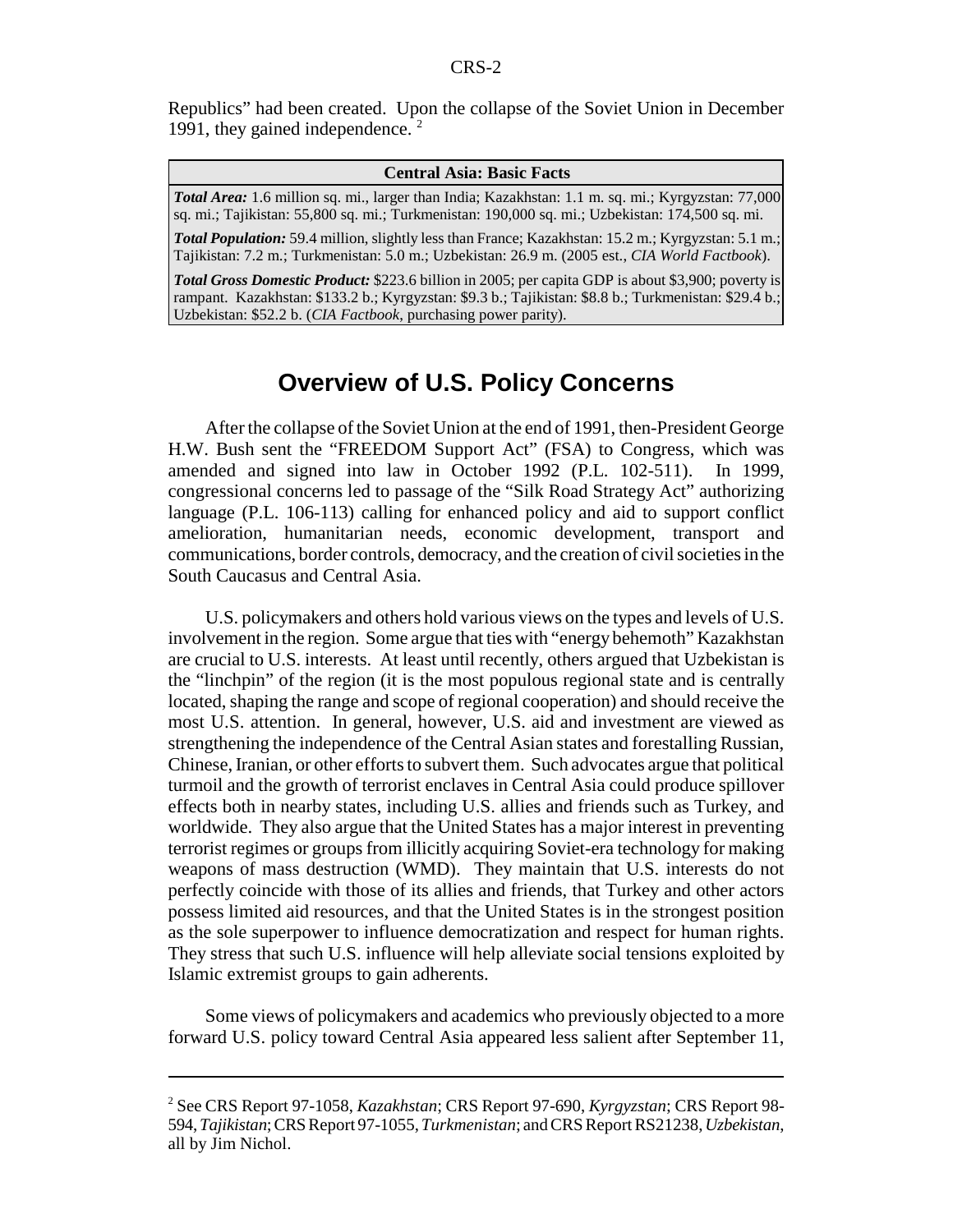Republics" had been created. Upon the collapse of the Soviet Union in December 1991, they gained independence. [2]

| Central Asia: Basic Facts |
|---|
| ***Total Area:*** 1.6 million sq. mi., larger than India; Kazakhstan: 1.1 m. sq. mi.; Kyrgyzstan: 77,000 sq. mi.; Tajikistan: 55,800 sq. mi.; Turkmenistan: 190,000 sq. mi.; Uzbekistan: 174,500 sq. mi. |
| ***Total Population:*** 59.4 million, slightly less than France; Kazakhstan: 15.2 m.; Kyrgyzstan: 5.1 m.; Tajikistan: 7.2 m.; Turkmenistan: 5.0 m.; Uzbekistan: 26.9 m. (2005 est., *CIA World Factbook*). |
| ***Total Gross Domestic Product:*** $223.6 billion in 2005; per capita GDP is about $3,900; poverty is rampant. Kazakhstan: $133.2 b.; Kyrgyzstan: $9.3 b.; Tajikistan: $8.8 b.; Turkmenistan: $29.4 b.; Uzbekistan: $52.2 b. (*CIA Factbook*, purchasing power parity). |

## Overview of U.S. Policy Concerns

After the collapse of the Soviet Union at the end of 1991, then-President George H.W. Bush sent the "FREEDOM Support Act" (FSA) to Congress, which was amended and signed into law in October 1992 (P.L. 102-511). In 1999, congressional concerns led to passage of the "Silk Road Strategy Act" authorizing language (P.L. 106-113) calling for enhanced policy and aid to support conflict amelioration, humanitarian needs, economic development, transport and communications, border controls, democracy, and the creation of civil societies in the South Caucasus and Central Asia.

U.S. policymakers and others hold various views on the types and levels of U.S. involvement in the region. Some argue that ties with "energy behemoth" Kazakhstan are crucial to U.S. interests. At least until recently, others argued that Uzbekistan is the "linchpin" of the region (it is the most populous regional state and is centrally located, shaping the range and scope of regional cooperation) and should receive the most U.S. attention. In general, however, U.S. aid and investment are viewed as strengthening the independence of the Central Asian states and forestalling Russian, Chinese, Iranian, or other efforts to subvert them. Such advocates argue that political turmoil and the growth of terrorist enclaves in Central Asia could produce spillover effects both in nearby states, including U.S. allies and friends such as Turkey, and worldwide. They also argue that the United States has a major interest in preventing terrorist regimes or groups from illicitly acquiring Soviet-era technology for making weapons of mass destruction (WMD). They maintain that U.S. interests do not perfectly coincide with those of its allies and friends, that Turkey and other actors possess limited aid resources, and that the United States is in the strongest position as the sole superpower to influence democratization and respect for human rights. They stress that such U.S. influence will help alleviate social tensions exploited by Islamic extremist groups to gain adherents.

Some views of policymakers and academics who previously objected to a more forward U.S. policy toward Central Asia appeared less salient after September 11,

---

[2] See CRS Report 97-1058, *Kazakhstan*; CRS Report 97-690, *Kyrgyzstan*; CRS Report 98-594, *Tajikistan*; CRS Report 97-1055, *Turkmenistan*; and CRS Report RS21238, *Uzbekistan*, all by Jim Nichol.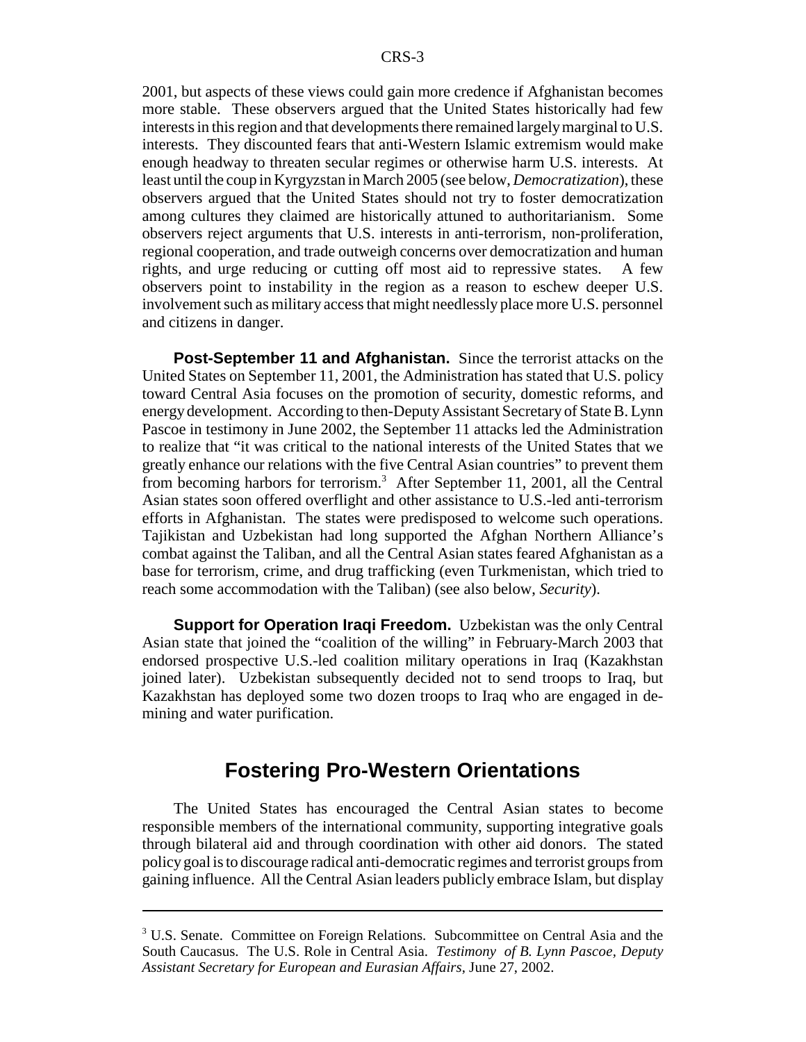2001, but aspects of these views could gain more credence if Afghanistan becomes more stable. These observers argued that the United States historically had few interests in this region and that developments there remained largely marginal to U.S. interests. They discounted fears that anti-Western Islamic extremism would make enough headway to threaten secular regimes or otherwise harm U.S. interests. At least until the coup in Kyrgyzstan in March 2005 (see below, *Democratization*), these observers argued that the United States should not try to foster democratization among cultures they claimed are historically attuned to authoritarianism. Some observers reject arguments that U.S. interests in anti-terrorism, non-proliferation, regional cooperation, and trade outweigh concerns over democratization and human rights, and urge reducing or cutting off most aid to repressive states. A few observers point to instability in the region as a reason to eschew deeper U.S. involvement such as military access that might needlessly place more U.S. personnel and citizens in danger.

**Post-September 11 and Afghanistan.** Since the terrorist attacks on the United States on September 11, 2001, the Administration has stated that U.S. policy toward Central Asia focuses on the promotion of security, domestic reforms, and energy development. According to then-Deputy Assistant Secretary of State B. Lynn Pascoe in testimony in June 2002, the September 11 attacks led the Administration to realize that "it was critical to the national interests of the United States that we greatly enhance our relations with the five Central Asian countries" to prevent them from becoming harbors for terrorism.[3] After September 11, 2001, all the Central Asian states soon offered overflight and other assistance to U.S.-led anti-terrorism efforts in Afghanistan. The states were predisposed to welcome such operations. Tajikistan and Uzbekistan had long supported the Afghan Northern Alliance's combat against the Taliban, and all the Central Asian states feared Afghanistan as a base for terrorism, crime, and drug trafficking (even Turkmenistan, which tried to reach some accommodation with the Taliban) (see also below, *Security*).

**Support for Operation Iraqi Freedom.** Uzbekistan was the only Central Asian state that joined the "coalition of the willing" in February-March 2003 that endorsed prospective U.S.-led coalition military operations in Iraq (Kazakhstan joined later). Uzbekistan subsequently decided not to send troops to Iraq, but Kazakhstan has deployed some two dozen troops to Iraq who are engaged in de-mining and water purification.

## Fostering Pro-Western Orientations

The United States has encouraged the Central Asian states to become responsible members of the international community, supporting integrative goals through bilateral aid and through coordination with other aid donors. The stated policy goal is to discourage radical anti-democratic regimes and terrorist groups from gaining influence. All the Central Asian leaders publicly embrace Islam, but display

---

[3] U.S. Senate. Committee on Foreign Relations. Subcommittee on Central Asia and the South Caucasus. The U.S. Role in Central Asia. *Testimony of B. Lynn Pascoe, Deputy Assistant Secretary for European and Eurasian Affairs*, June 27, 2002.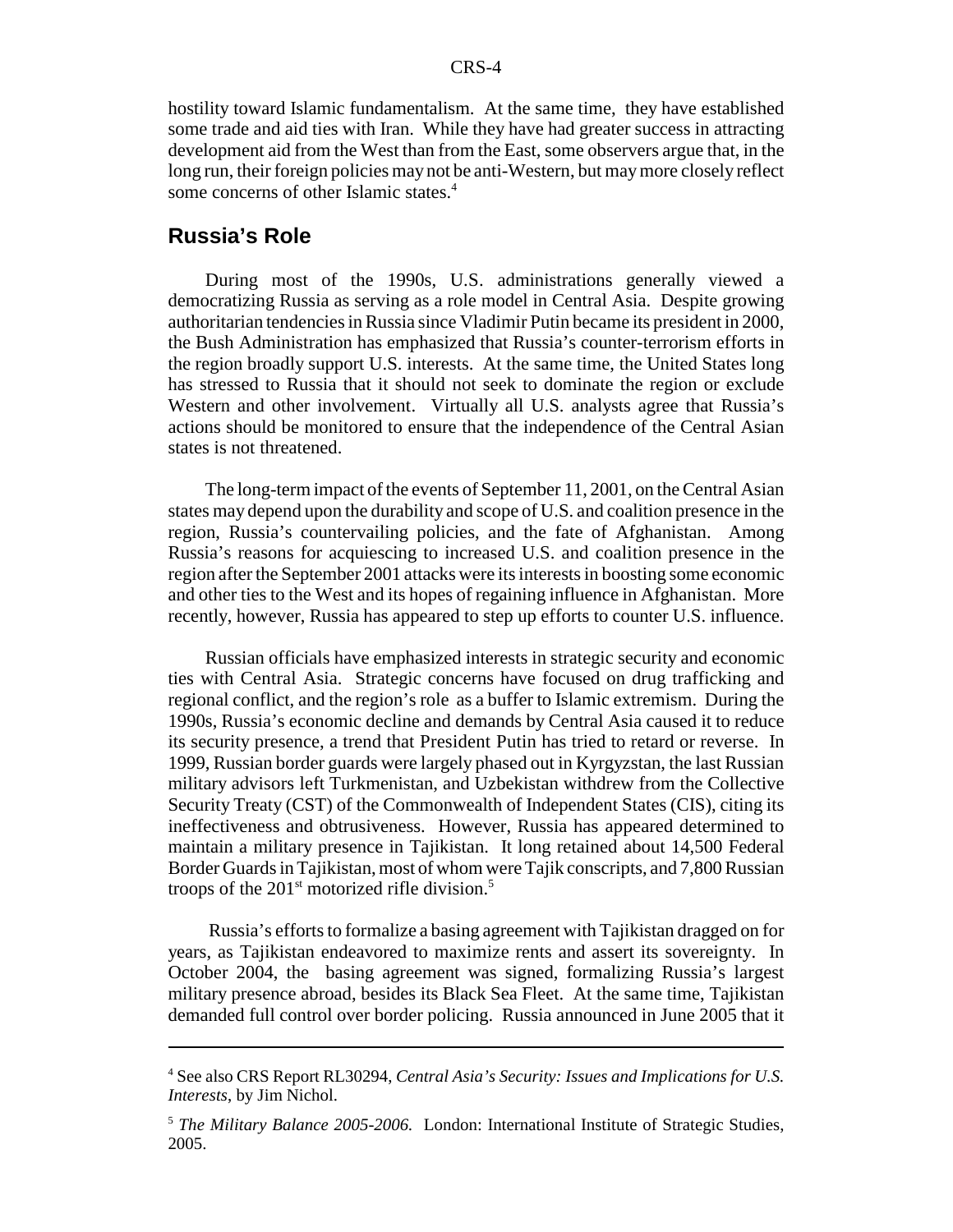hostility toward Islamic fundamentalism. At the same time, they have established some trade and aid ties with Iran. While they have had greater success in attracting development aid from the West than from the East, some observers argue that, in the long run, their foreign policies may not be anti-Western, but may more closely reflect some concerns of other Islamic states.[4]

## Russia's Role

During most of the 1990s, U.S. administrations generally viewed a democratizing Russia as serving as a role model in Central Asia. Despite growing authoritarian tendencies in Russia since Vladimir Putin became its president in 2000, the Bush Administration has emphasized that Russia's counter-terrorism efforts in the region broadly support U.S. interests. At the same time, the United States long has stressed to Russia that it should not seek to dominate the region or exclude Western and other involvement. Virtually all U.S. analysts agree that Russia's actions should be monitored to ensure that the independence of the Central Asian states is not threatened.

The long-term impact of the events of September 11, 2001, on the Central Asian states may depend upon the durability and scope of U.S. and coalition presence in the region, Russia's countervailing policies, and the fate of Afghanistan. Among Russia's reasons for acquiescing to increased U.S. and coalition presence in the region after the September 2001 attacks were its interests in boosting some economic and other ties to the West and its hopes of regaining influence in Afghanistan. More recently, however, Russia has appeared to step up efforts to counter U.S. influence.

Russian officials have emphasized interests in strategic security and economic ties with Central Asia. Strategic concerns have focused on drug trafficking and regional conflict, and the region's role as a buffer to Islamic extremism. During the 1990s, Russia's economic decline and demands by Central Asia caused it to reduce its security presence, a trend that President Putin has tried to retard or reverse. In 1999, Russian border guards were largely phased out in Kyrgyzstan, the last Russian military advisors left Turkmenistan, and Uzbekistan withdrew from the Collective Security Treaty (CST) of the Commonwealth of Independent States (CIS), citing its ineffectiveness and obtrusiveness. However, Russia has appeared determined to maintain a military presence in Tajikistan. It long retained about 14,500 Federal Border Guards in Tajikistan, most of whom were Tajik conscripts, and 7,800 Russian troops of the 201st motorized rifle division.[5]

Russia's efforts to formalize a basing agreement with Tajikistan dragged on for years, as Tajikistan endeavored to maximize rents and assert its sovereignty. In October 2004, the basing agreement was signed, formalizing Russia's largest military presence abroad, besides its Black Sea Fleet. At the same time, Tajikistan demanded full control over border policing. Russia announced in June 2005 that it

---

[4] See also CRS Report RL30294, *Central Asia's Security: Issues and Implications for U.S. Interests*, by Jim Nichol.

[5] *The Military Balance 2005-2006.* London: International Institute of Strategic Studies, 2005.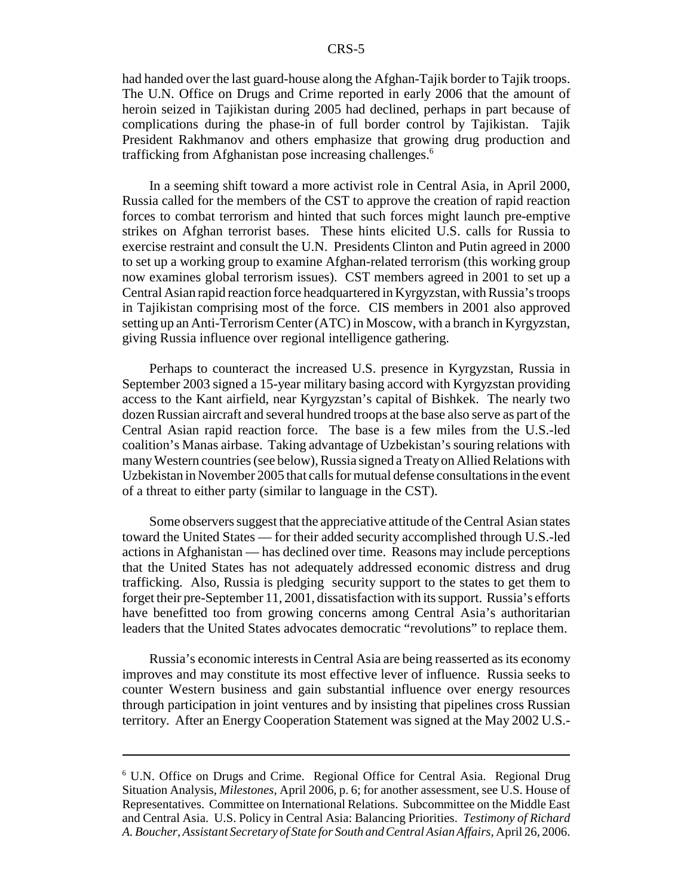had handed over the last guard-house along the Afghan-Tajik border to Tajik troops. The U.N. Office on Drugs and Crime reported in early 2006 that the amount of heroin seized in Tajikistan during 2005 had declined, perhaps in part because of complications during the phase-in of full border control by Tajikistan. Tajik President Rakhmanov and others emphasize that growing drug production and trafficking from Afghanistan pose increasing challenges.[6]

In a seeming shift toward a more activist role in Central Asia, in April 2000, Russia called for the members of the CST to approve the creation of rapid reaction forces to combat terrorism and hinted that such forces might launch pre-emptive strikes on Afghan terrorist bases. These hints elicited U.S. calls for Russia to exercise restraint and consult the U.N. Presidents Clinton and Putin agreed in 2000 to set up a working group to examine Afghan-related terrorism (this working group now examines global terrorism issues). CST members agreed in 2001 to set up a Central Asian rapid reaction force headquartered in Kyrgyzstan, with Russia's troops in Tajikistan comprising most of the force. CIS members in 2001 also approved setting up an Anti-Terrorism Center (ATC) in Moscow, with a branch in Kyrgyzstan, giving Russia influence over regional intelligence gathering.

Perhaps to counteract the increased U.S. presence in Kyrgyzstan, Russia in September 2003 signed a 15-year military basing accord with Kyrgyzstan providing access to the Kant airfield, near Kyrgyzstan's capital of Bishkek. The nearly two dozen Russian aircraft and several hundred troops at the base also serve as part of the Central Asian rapid reaction force. The base is a few miles from the U.S.-led coalition's Manas airbase. Taking advantage of Uzbekistan's souring relations with many Western countries (see below), Russia signed a Treaty on Allied Relations with Uzbekistan in November 2005 that calls for mutual defense consultations in the event of a threat to either party (similar to language in the CST).

Some observers suggest that the appreciative attitude of the Central Asian states toward the United States — for their added security accomplished through U.S.-led actions in Afghanistan — has declined over time. Reasons may include perceptions that the United States has not adequately addressed economic distress and drug trafficking. Also, Russia is pledging security support to the states to get them to forget their pre-September 11, 2001, dissatisfaction with its support. Russia's efforts have benefitted too from growing concerns among Central Asia's authoritarian leaders that the United States advocates democratic "revolutions" to replace them.

Russia's economic interests in Central Asia are being reasserted as its economy improves and may constitute its most effective lever of influence. Russia seeks to counter Western business and gain substantial influence over energy resources through participation in joint ventures and by insisting that pipelines cross Russian territory. After an Energy Cooperation Statement was signed at the May 2002 U.S.-

---

[6] U.N. Office on Drugs and Crime. Regional Office for Central Asia. Regional Drug Situation Analysis, *Milestones*, April 2006, p. 6; for another assessment, see U.S. House of Representatives. Committee on International Relations. Subcommittee on the Middle East and Central Asia. U.S. Policy in Central Asia: Balancing Priorities. *Testimony of Richard A. Boucher, Assistant Secretary of State for South and Central Asian Affairs*, April 26, 2006.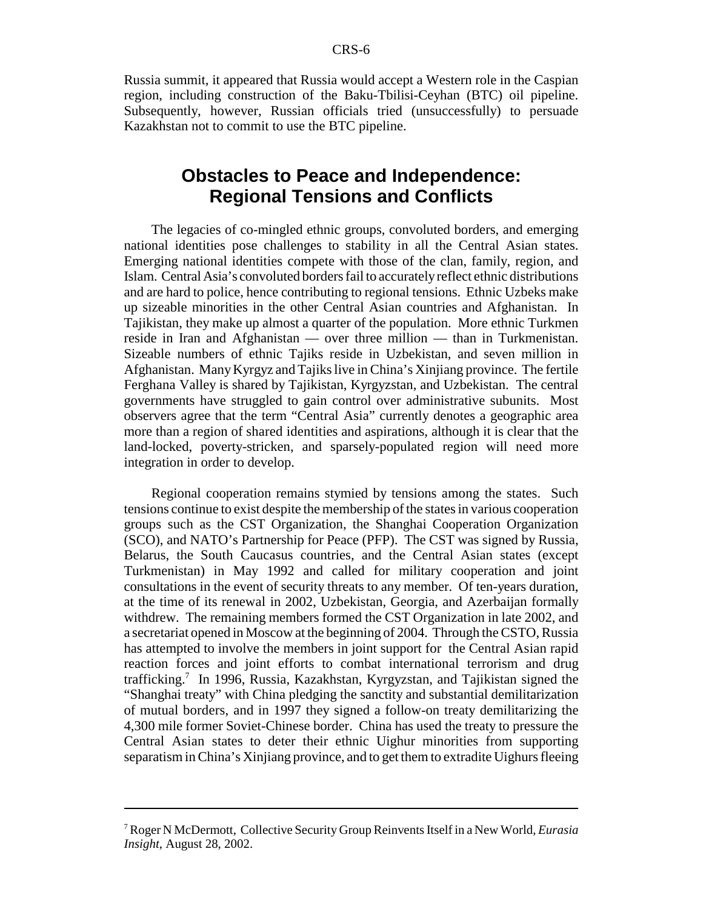Russia summit, it appeared that Russia would accept a Western role in the Caspian region, including construction of the Baku-Tbilisi-Ceyhan (BTC) oil pipeline. Subsequently, however, Russian officials tried (unsuccessfully) to persuade Kazakhstan not to commit to use the BTC pipeline.

## Obstacles to Peace and Independence: Regional Tensions and Conflicts

The legacies of co-mingled ethnic groups, convoluted borders, and emerging national identities pose challenges to stability in all the Central Asian states. Emerging national identities compete with those of the clan, family, region, and Islam. Central Asia's convoluted borders fail to accurately reflect ethnic distributions and are hard to police, hence contributing to regional tensions. Ethnic Uzbeks make up sizeable minorities in the other Central Asian countries and Afghanistan. In Tajikistan, they make up almost a quarter of the population. More ethnic Turkmen reside in Iran and Afghanistan — over three million — than in Turkmenistan. Sizeable numbers of ethnic Tajiks reside in Uzbekistan, and seven million in Afghanistan. Many Kyrgyz and Tajiks live in China's Xinjiang province. The fertile Ferghana Valley is shared by Tajikistan, Kyrgyzstan, and Uzbekistan. The central governments have struggled to gain control over administrative subunits. Most observers agree that the term "Central Asia" currently denotes a geographic area more than a region of shared identities and aspirations, although it is clear that the land-locked, poverty-stricken, and sparsely-populated region will need more integration in order to develop.

Regional cooperation remains stymied by tensions among the states. Such tensions continue to exist despite the membership of the states in various cooperation groups such as the CST Organization, the Shanghai Cooperation Organization (SCO), and NATO's Partnership for Peace (PFP). The CST was signed by Russia, Belarus, the South Caucasus countries, and the Central Asian states (except Turkmenistan) in May 1992 and called for military cooperation and joint consultations in the event of security threats to any member. Of ten-years duration, at the time of its renewal in 2002, Uzbekistan, Georgia, and Azerbaijan formally withdrew. The remaining members formed the CST Organization in late 2002, and a secretariat opened in Moscow at the beginning of 2004. Through the CSTO, Russia has attempted to involve the members in joint support for the Central Asian rapid reaction forces and joint efforts to combat international terrorism and drug trafficking.[7] In 1996, Russia, Kazakhstan, Kyrgyzstan, and Tajikistan signed the "Shanghai treaty" with China pledging the sanctity and substantial demilitarization of mutual borders, and in 1997 they signed a follow-on treaty demilitarizing the 4,300 mile former Soviet-Chinese border. China has used the treaty to pressure the Central Asian states to deter their ethnic Uighur minorities from supporting separatism in China's Xinjiang province, and to get them to extradite Uighurs fleeing

[7] Roger N McDermott, Collective Security Group Reinvents Itself in a New World, *Eurasia Insight*, August 28, 2002.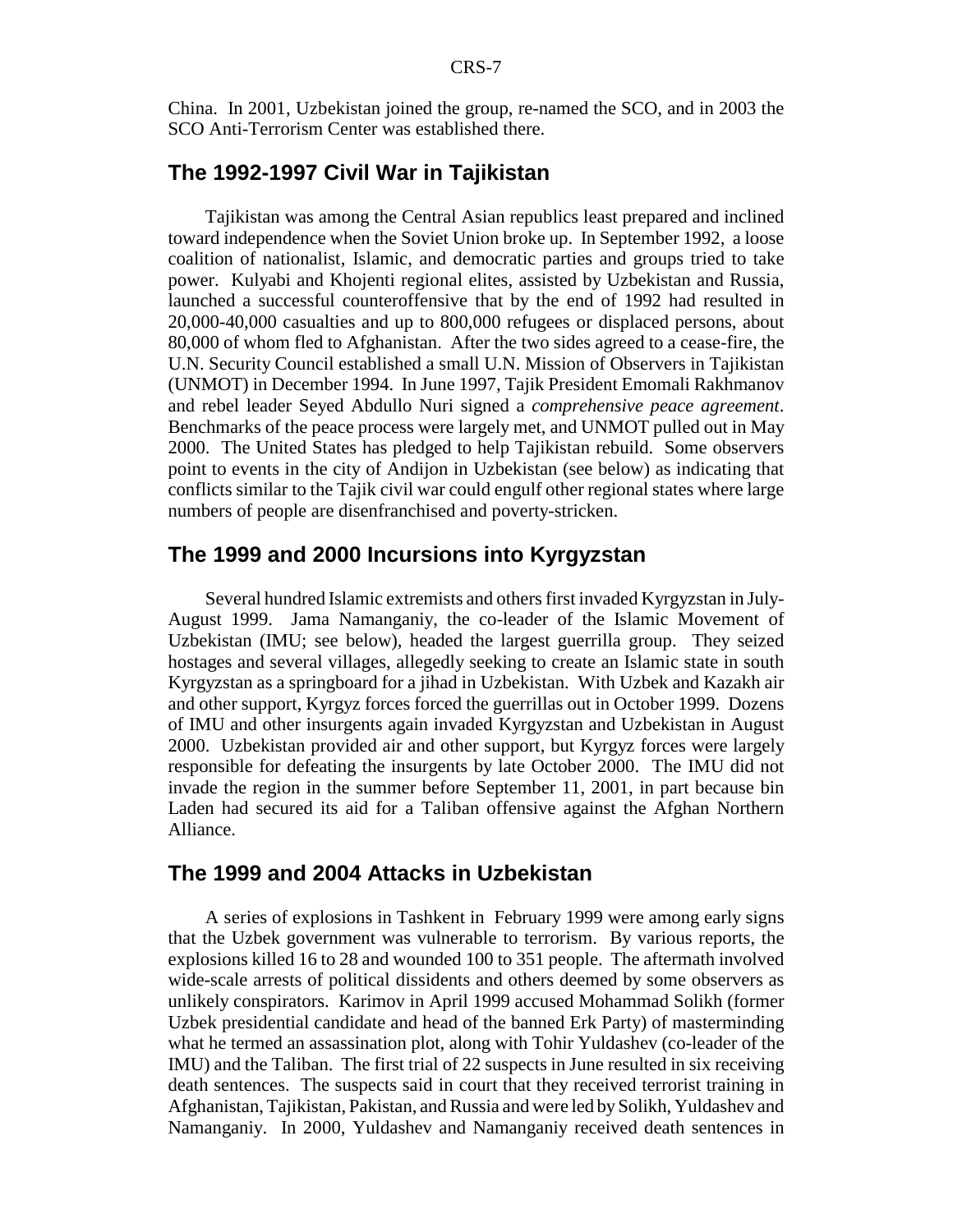China. In 2001, Uzbekistan joined the group, re-named the SCO, and in 2003 the SCO Anti-Terrorism Center was established there.

## The 1992-1997 Civil War in Tajikistan

Tajikistan was among the Central Asian republics least prepared and inclined toward independence when the Soviet Union broke up. In September 1992, a loose coalition of nationalist, Islamic, and democratic parties and groups tried to take power. Kulyabi and Khojenti regional elites, assisted by Uzbekistan and Russia, launched a successful counteroffensive that by the end of 1992 had resulted in 20,000-40,000 casualties and up to 800,000 refugees or displaced persons, about 80,000 of whom fled to Afghanistan. After the two sides agreed to a cease-fire, the U.N. Security Council established a small U.N. Mission of Observers in Tajikistan (UNMOT) in December 1994. In June 1997, Tajik President Emomali Rakhmanov and rebel leader Seyed Abdullo Nuri signed a *comprehensive peace agreement*. Benchmarks of the peace process were largely met, and UNMOT pulled out in May 2000. The United States has pledged to help Tajikistan rebuild. Some observers point to events in the city of Andijon in Uzbekistan (see below) as indicating that conflicts similar to the Tajik civil war could engulf other regional states where large numbers of people are disenfranchised and poverty-stricken.

## The 1999 and 2000 Incursions into Kyrgyzstan

Several hundred Islamic extremists and others first invaded Kyrgyzstan in July-August 1999. Jama Namanganiy, the co-leader of the Islamic Movement of Uzbekistan (IMU; see below), headed the largest guerrilla group. They seized hostages and several villages, allegedly seeking to create an Islamic state in south Kyrgyzstan as a springboard for a jihad in Uzbekistan. With Uzbek and Kazakh air and other support, Kyrgyz forces forced the guerrillas out in October 1999. Dozens of IMU and other insurgents again invaded Kyrgyzstan and Uzbekistan in August 2000. Uzbekistan provided air and other support, but Kyrgyz forces were largely responsible for defeating the insurgents by late October 2000. The IMU did not invade the region in the summer before September 11, 2001, in part because bin Laden had secured its aid for a Taliban offensive against the Afghan Northern Alliance.

## The 1999 and 2004 Attacks in Uzbekistan

A series of explosions in Tashkent in February 1999 were among early signs that the Uzbek government was vulnerable to terrorism. By various reports, the explosions killed 16 to 28 and wounded 100 to 351 people. The aftermath involved wide-scale arrests of political dissidents and others deemed by some observers as unlikely conspirators. Karimov in April 1999 accused Mohammad Solikh (former Uzbek presidential candidate and head of the banned Erk Party) of masterminding what he termed an assassination plot, along with Tohir Yuldashev (co-leader of the IMU) and the Taliban. The first trial of 22 suspects in June resulted in six receiving death sentences. The suspects said in court that they received terrorist training in Afghanistan, Tajikistan, Pakistan, and Russia and were led by Solikh, Yuldashev and Namanganiy. In 2000, Yuldashev and Namanganiy received death sentences in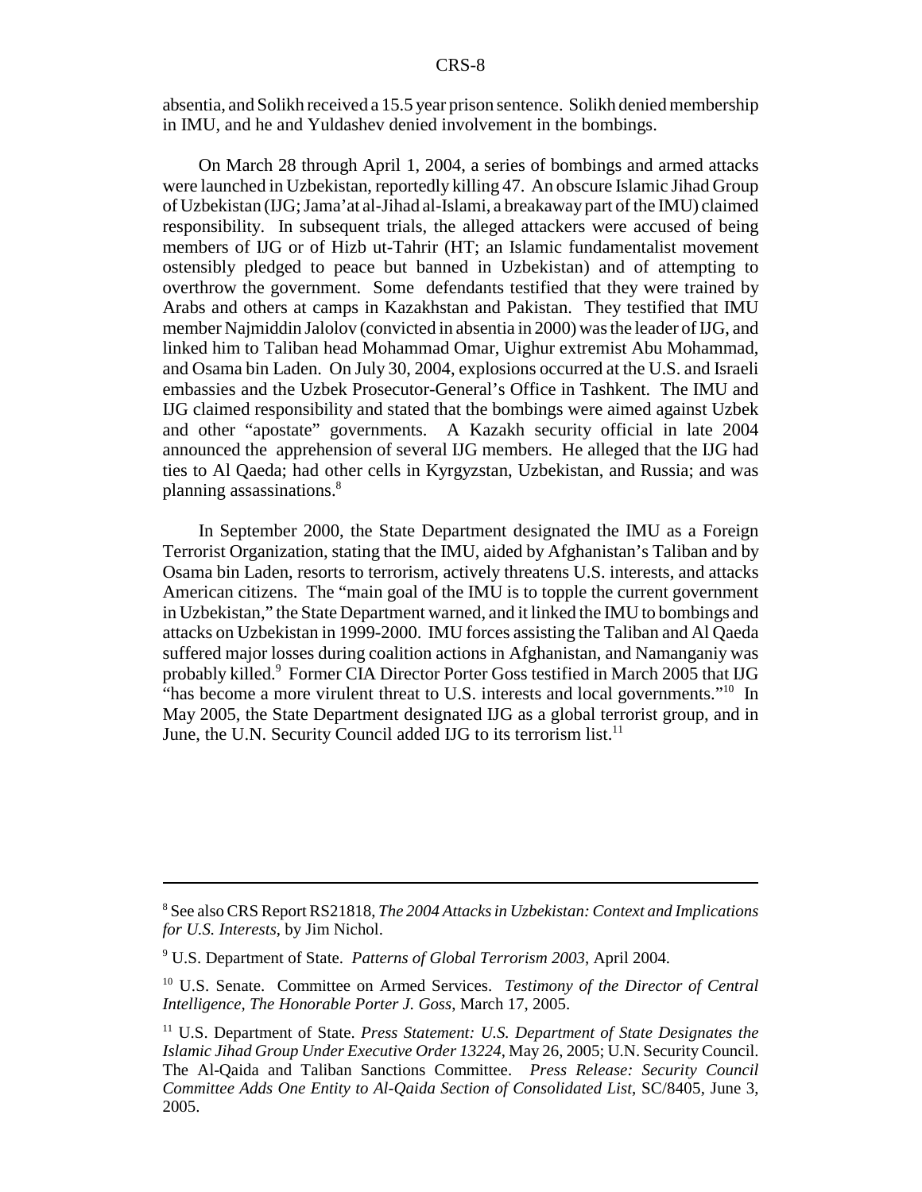absentia, and Solikh received a 15.5 year prison sentence. Solikh denied membership in IMU, and he and Yuldashev denied involvement in the bombings.

On March 28 through April 1, 2004, a series of bombings and armed attacks were launched in Uzbekistan, reportedly killing 47. An obscure Islamic Jihad Group of Uzbekistan (IJG; Jama'at al-Jihad al-Islami, a breakaway part of the IMU) claimed responsibility. In subsequent trials, the alleged attackers were accused of being members of IJG or of Hizb ut-Tahrir (HT; an Islamic fundamentalist movement ostensibly pledged to peace but banned in Uzbekistan) and of attempting to overthrow the government. Some defendants testified that they were trained by Arabs and others at camps in Kazakhstan and Pakistan. They testified that IMU member Najmiddin Jalolov (convicted in absentia in 2000) was the leader of IJG, and linked him to Taliban head Mohammad Omar, Uighur extremist Abu Mohammad, and Osama bin Laden. On July 30, 2004, explosions occurred at the U.S. and Israeli embassies and the Uzbek Prosecutor-General's Office in Tashkent. The IMU and IJG claimed responsibility and stated that the bombings were aimed against Uzbek and other "apostate" governments. A Kazakh security official in late 2004 announced the apprehension of several IJG members. He alleged that the IJG had ties to Al Qaeda; had other cells in Kyrgyzstan, Uzbekistan, and Russia; and was planning assassinations.[8]

In September 2000, the State Department designated the IMU as a Foreign Terrorist Organization, stating that the IMU, aided by Afghanistan's Taliban and by Osama bin Laden, resorts to terrorism, actively threatens U.S. interests, and attacks American citizens. The "main goal of the IMU is to topple the current government in Uzbekistan," the State Department warned, and it linked the IMU to bombings and attacks on Uzbekistan in 1999-2000. IMU forces assisting the Taliban and Al Qaeda suffered major losses during coalition actions in Afghanistan, and Namanganiy was probably killed.[9] Former CIA Director Porter Goss testified in March 2005 that IJG "has become a more virulent threat to U.S. interests and local governments."[10] In May 2005, the State Department designated IJG as a global terrorist group, and in June, the U.N. Security Council added IJG to its terrorism list.[11]

---

[8] See also CRS Report RS21818, *The 2004 Attacks in Uzbekistan: Context and Implications for U.S. Interests*, by Jim Nichol.

[9] U.S. Department of State. *Patterns of Global Terrorism 2003*, April 2004.

[10] U.S. Senate. Committee on Armed Services. *Testimony of the Director of Central Intelligence, The Honorable Porter J. Goss*, March 17, 2005.

[11] U.S. Department of State. *Press Statement: U.S. Department of State Designates the Islamic Jihad Group Under Executive Order 13224*, May 26, 2005; U.N. Security Council. The Al-Qaida and Taliban Sanctions Committee. *Press Release: Security Council Committee Adds One Entity to Al-Qaida Section of Consolidated List*, SC/8405, June 3, 2005.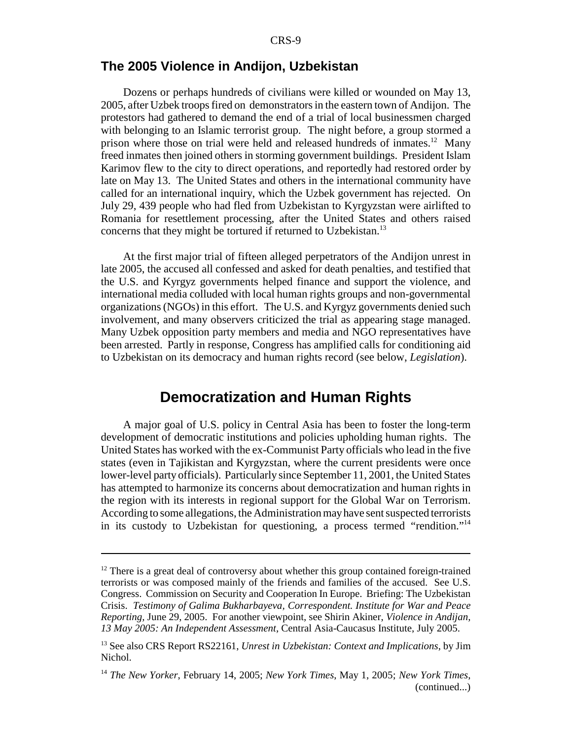## The 2005 Violence in Andijon, Uzbekistan

Dozens or perhaps hundreds of civilians were killed or wounded on May 13, 2005, after Uzbek troops fired on demonstrators in the eastern town of Andijon. The protestors had gathered to demand the end of a trial of local businessmen charged with belonging to an Islamic terrorist group. The night before, a group stormed a prison where those on trial were held and released hundreds of inmates.[12] Many freed inmates then joined others in storming government buildings. President Islam Karimov flew to the city to direct operations, and reportedly had restored order by late on May 13. The United States and others in the international community have called for an international inquiry, which the Uzbek government has rejected. On July 29, 439 people who had fled from Uzbekistan to Kyrgyzstan were airlifted to Romania for resettlement processing, after the United States and others raised concerns that they might be tortured if returned to Uzbekistan.[13]

At the first major trial of fifteen alleged perpetrators of the Andijon unrest in late 2005, the accused all confessed and asked for death penalties, and testified that the U.S. and Kyrgyz governments helped finance and support the violence, and international media colluded with local human rights groups and non-governmental organizations (NGOs) in this effort. The U.S. and Kyrgyz governments denied such involvement, and many observers criticized the trial as appearing stage managed. Many Uzbek opposition party members and media and NGO representatives have been arrested. Partly in response, Congress has amplified calls for conditioning aid to Uzbekistan on its democracy and human rights record (see below, *Legislation*).

# Democratization and Human Rights

A major goal of U.S. policy in Central Asia has been to foster the long-term development of democratic institutions and policies upholding human rights. The United States has worked with the ex-Communist Party officials who lead in the five states (even in Tajikistan and Kyrgyzstan, where the current presidents were once lower-level party officials). Particularly since September 11, 2001, the United States has attempted to harmonize its concerns about democratization and human rights in the region with its interests in regional support for the Global War on Terrorism. According to some allegations, the Administration may have sent suspected terrorists in its custody to Uzbekistan for questioning, a process termed "rendition."[14]

---

[12] There is a great deal of controversy about whether this group contained foreign-trained terrorists or was composed mainly of the friends and families of the accused. See U.S. Congress. Commission on Security and Cooperation In Europe. Briefing: The Uzbekistan Crisis. *Testimony of Galima Bukharbayeva, Correspondent. Institute for War and Peace Reporting*, June 29, 2005. For another viewpoint, see Shirin Akiner, *Violence in Andijan, 13 May 2005: An Independent Assessment*, Central Asia-Caucasus Institute, July 2005.

[13] See also CRS Report RS22161, *Unrest in Uzbekistan: Context and Implications*, by Jim Nichol.

[14] *The New Yorker*, February 14, 2005; *New York Times*, May 1, 2005; *New York Times*, (continued...)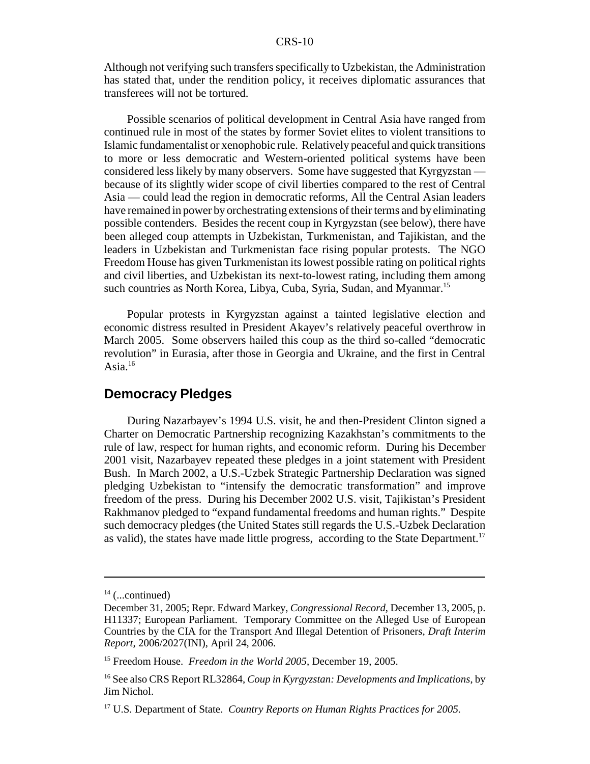Although not verifying such transfers specifically to Uzbekistan, the Administration has stated that, under the rendition policy, it receives diplomatic assurances that transferees will not be tortured.

Possible scenarios of political development in Central Asia have ranged from continued rule in most of the states by former Soviet elites to violent transitions to Islamic fundamentalist or xenophobic rule. Relatively peaceful and quick transitions to more or less democratic and Western-oriented political systems have been considered less likely by many observers. Some have suggested that Kyrgyzstan — because of its slightly wider scope of civil liberties compared to the rest of Central Asia — could lead the region in democratic reforms, All the Central Asian leaders have remained in power by orchestrating extensions of their terms and by eliminating possible contenders. Besides the recent coup in Kyrgyzstan (see below), there have been alleged coup attempts in Uzbekistan, Turkmenistan, and Tajikistan, and the leaders in Uzbekistan and Turkmenistan face rising popular protests. The NGO Freedom House has given Turkmenistan its lowest possible rating on political rights and civil liberties, and Uzbekistan its next-to-lowest rating, including them among such countries as North Korea, Libya, Cuba, Syria, Sudan, and Myanmar.[15]

Popular protests in Kyrgyzstan against a tainted legislative election and economic distress resulted in President Akayev's relatively peaceful overthrow in March 2005. Some observers hailed this coup as the third so-called "democratic revolution" in Eurasia, after those in Georgia and Ukraine, and the first in Central Asia.[16]

## Democracy Pledges

During Nazarbayev's 1994 U.S. visit, he and then-President Clinton signed a Charter on Democratic Partnership recognizing Kazakhstan's commitments to the rule of law, respect for human rights, and economic reform. During his December 2001 visit, Nazarbayev repeated these pledges in a joint statement with President Bush. In March 2002, a U.S.-Uzbek Strategic Partnership Declaration was signed pledging Uzbekistan to "intensify the democratic transformation" and improve freedom of the press. During his December 2002 U.S. visit, Tajikistan's President Rakhmanov pledged to "expand fundamental freedoms and human rights." Despite such democracy pledges (the United States still regards the U.S.-Uzbek Declaration as valid), the states have made little progress, according to the State Department.[17]

---

[14] (...continued)
December 31, 2005; Repr. Edward Markey, *Congressional Record*, December 13, 2005, p. H11337; European Parliament. Temporary Committee on the Alleged Use of European Countries by the CIA for the Transport And Illegal Detention of Prisoners, *Draft Interim Report*, 2006/2027(INI), April 24, 2006.

[15] Freedom House. *Freedom in the World 2005*, December 19, 2005.

[16] See also CRS Report RL32864, *Coup in Kyrgyzstan: Developments and Implications*, by Jim Nichol.

[17] U.S. Department of State. *Country Reports on Human Rights Practices for 2005.*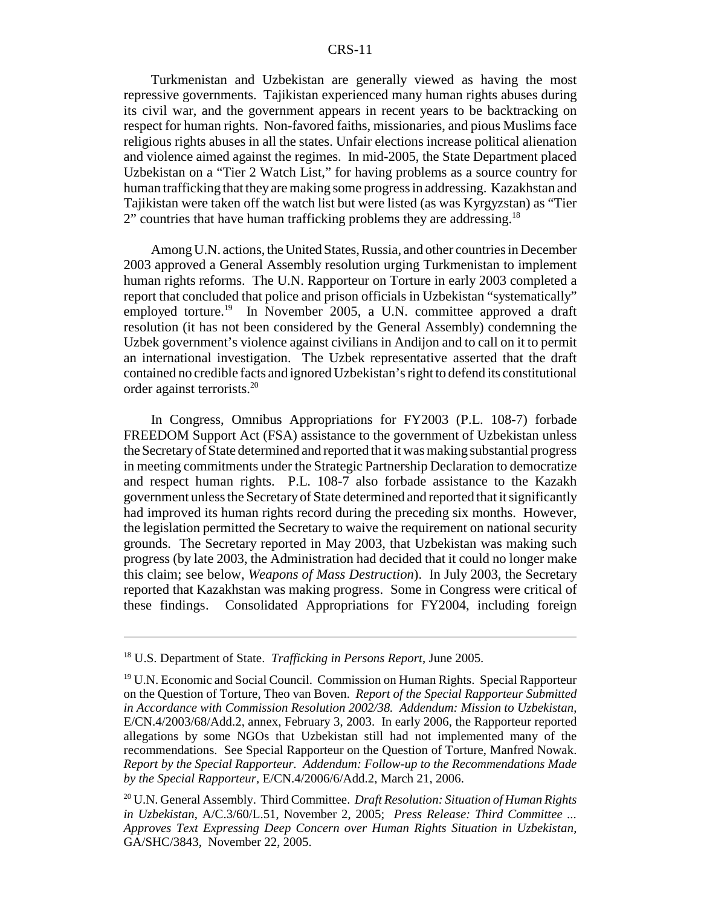Turkmenistan and Uzbekistan are generally viewed as having the most repressive governments. Tajikistan experienced many human rights abuses during its civil war, and the government appears in recent years to be backtracking on respect for human rights. Non-favored faiths, missionaries, and pious Muslims face religious rights abuses in all the states. Unfair elections increase political alienation and violence aimed against the regimes. In mid-2005, the State Department placed Uzbekistan on a "Tier 2 Watch List," for having problems as a source country for human trafficking that they are making some progress in addressing. Kazakhstan and Tajikistan were taken off the watch list but were listed (as was Kyrgyzstan) as "Tier 2" countries that have human trafficking problems they are addressing.[18]

Among U.N. actions, the United States, Russia, and other countries in December 2003 approved a General Assembly resolution urging Turkmenistan to implement human rights reforms. The U.N. Rapporteur on Torture in early 2003 completed a report that concluded that police and prison officials in Uzbekistan "systematically" employed torture.[19] In November 2005, a U.N. committee approved a draft resolution (it has not been considered by the General Assembly) condemning the Uzbek government's violence against civilians in Andijon and to call on it to permit an international investigation. The Uzbek representative asserted that the draft contained no credible facts and ignored Uzbekistan's right to defend its constitutional order against terrorists.[20]

In Congress, Omnibus Appropriations for FY2003 (P.L. 108-7) forbade FREEDOM Support Act (FSA) assistance to the government of Uzbekistan unless the Secretary of State determined and reported that it was making substantial progress in meeting commitments under the Strategic Partnership Declaration to democratize and respect human rights. P.L. 108-7 also forbade assistance to the Kazakh government unless the Secretary of State determined and reported that it significantly had improved its human rights record during the preceding six months. However, the legislation permitted the Secretary to waive the requirement on national security grounds. The Secretary reported in May 2003, that Uzbekistan was making such progress (by late 2003, the Administration had decided that it could no longer make this claim; see below, *Weapons of Mass Destruction*). In July 2003, the Secretary reported that Kazakhstan was making progress. Some in Congress were critical of these findings. Consolidated Appropriations for FY2004, including foreign

---

[18] U.S. Department of State. *Trafficking in Persons Report*, June 2005.

[19] U.N. Economic and Social Council. Commission on Human Rights. Special Rapporteur on the Question of Torture, Theo van Boven. *Report of the Special Rapporteur Submitted in Accordance with Commission Resolution 2002/38. Addendum: Mission to Uzbekistan*, E/CN.4/2003/68/Add.2, annex, February 3, 2003. In early 2006, the Rapporteur reported allegations by some NGOs that Uzbekistan still had not implemented many of the recommendations. See Special Rapporteur on the Question of Torture, Manfred Nowak. *Report by the Special Rapporteur. Addendum: Follow-up to the Recommendations Made by the Special Rapporteur*, E/CN.4/2006/6/Add.2, March 21, 2006.

[20] U.N. General Assembly. Third Committee. *Draft Resolution: Situation of Human Rights in Uzbekistan*, A/C.3/60/L.51, November 2, 2005; *Press Release: Third Committee ... Approves Text Expressing Deep Concern over Human Rights Situation in Uzbekistan*, GA/SHC/3843, November 22, 2005.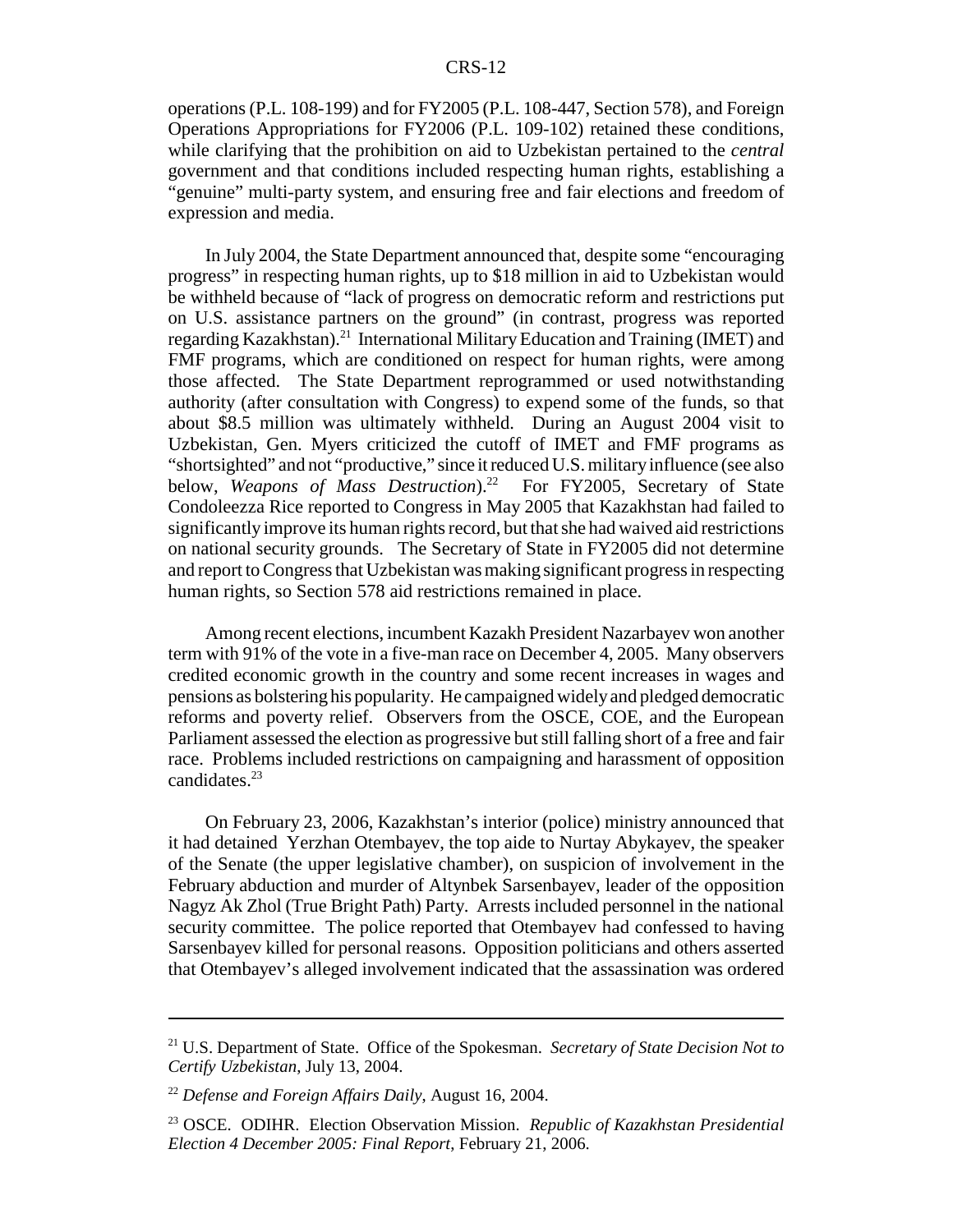operations (P.L. 108-199) and for FY2005 (P.L. 108-447, Section 578), and Foreign Operations Appropriations for FY2006 (P.L. 109-102) retained these conditions, while clarifying that the prohibition on aid to Uzbekistan pertained to the *central* government and that conditions included respecting human rights, establishing a "genuine" multi-party system, and ensuring free and fair elections and freedom of expression and media.

In July 2004, the State Department announced that, despite some "encouraging progress" in respecting human rights, up to $18 million in aid to Uzbekistan would be withheld because of "lack of progress on democratic reform and restrictions put on U.S. assistance partners on the ground" (in contrast, progress was reported regarding Kazakhstan).[21] International Military Education and Training (IMET) and FMF programs, which are conditioned on respect for human rights, were among those affected. The State Department reprogrammed or used notwithstanding authority (after consultation with Congress) to expend some of the funds, so that about $8.5 million was ultimately withheld. During an August 2004 visit to Uzbekistan, Gen. Myers criticized the cutoff of IMET and FMF programs as "shortsighted" and not "productive," since it reduced U.S. military influence (see also below, *Weapons of Mass Destruction*).[22] For FY2005, Secretary of State Condoleezza Rice reported to Congress in May 2005 that Kazakhstan had failed to significantly improve its human rights record, but that she had waived aid restrictions on national security grounds. The Secretary of State in FY2005 did not determine and report to Congress that Uzbekistan was making significant progress in respecting human rights, so Section 578 aid restrictions remained in place.

Among recent elections, incumbent Kazakh President Nazarbayev won another term with 91% of the vote in a five-man race on December 4, 2005. Many observers credited economic growth in the country and some recent increases in wages and pensions as bolstering his popularity. He campaigned widely and pledged democratic reforms and poverty relief. Observers from the OSCE, COE, and the European Parliament assessed the election as progressive but still falling short of a free and fair race. Problems included restrictions on campaigning and harassment of opposition candidates.[23]

On February 23, 2006, Kazakhstan's interior (police) ministry announced that it had detained Yerzhan Otembayev, the top aide to Nurtay Abykayev, the speaker of the Senate (the upper legislative chamber), on suspicion of involvement in the February abduction and murder of Altynbek Sarsenbayev, leader of the opposition Nagyz Ak Zhol (True Bright Path) Party. Arrests included personnel in the national security committee. The police reported that Otembayev had confessed to having Sarsenbayev killed for personal reasons. Opposition politicians and others asserted that Otembayev's alleged involvement indicated that the assassination was ordered

---

[21] U.S. Department of State. Office of the Spokesman. *Secretary of State Decision Not to Certify Uzbekistan*, July 13, 2004.

[22] *Defense and Foreign Affairs Daily*, August 16, 2004.

[23] OSCE. ODIHR. Election Observation Mission. *Republic of Kazakhstan Presidential Election 4 December 2005: Final Report*, February 21, 2006.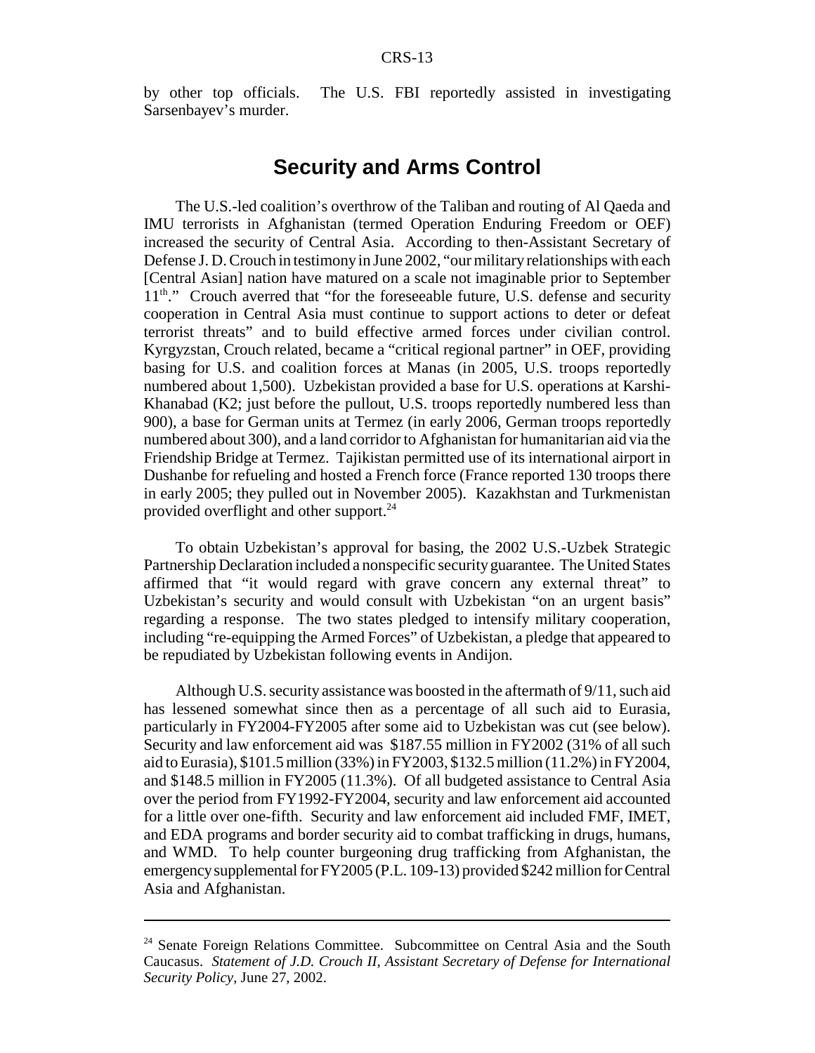by other top officials. The U.S. FBI reportedly assisted in investigating Sarsenbayev's murder.

## Security and Arms Control

The U.S.-led coalition's overthrow of the Taliban and routing of Al Qaeda and IMU terrorists in Afghanistan (termed Operation Enduring Freedom or OEF) increased the security of Central Asia. According to then-Assistant Secretary of Defense J. D. Crouch in testimony in June 2002, "our military relationships with each [Central Asian] nation have matured on a scale not imaginable prior to September 11th." Crouch averred that "for the foreseeable future, U.S. defense and security cooperation in Central Asia must continue to support actions to deter or defeat terrorist threats" and to build effective armed forces under civilian control. Kyrgyzstan, Crouch related, became a "critical regional partner" in OEF, providing basing for U.S. and coalition forces at Manas (in 2005, U.S. troops reportedly numbered about 1,500). Uzbekistan provided a base for U.S. operations at Karshi-Khanabad (K2; just before the pullout, U.S. troops reportedly numbered less than 900), a base for German units at Termez (in early 2006, German troops reportedly numbered about 300), and a land corridor to Afghanistan for humanitarian aid via the Friendship Bridge at Termez. Tajikistan permitted use of its international airport in Dushanbe for refueling and hosted a French force (France reported 130 troops there in early 2005; they pulled out in November 2005). Kazakhstan and Turkmenistan provided overflight and other support.[24]

To obtain Uzbekistan's approval for basing, the 2002 U.S.-Uzbek Strategic Partnership Declaration included a nonspecific security guarantee. The United States affirmed that "it would regard with grave concern any external threat" to Uzbekistan's security and would consult with Uzbekistan "on an urgent basis" regarding a response. The two states pledged to intensify military cooperation, including "re-equipping the Armed Forces" of Uzbekistan, a pledge that appeared to be repudiated by Uzbekistan following events in Andijon.

Although U.S. security assistance was boosted in the aftermath of 9/11, such aid has lessened somewhat since then as a percentage of all such aid to Eurasia, particularly in FY2004-FY2005 after some aid to Uzbekistan was cut (see below). Security and law enforcement aid was $187.55 million in FY2002 (31% of all such aid to Eurasia), $101.5 million (33%) in FY2003, $132.5 million (11.2%) in FY2004, and $148.5 million in FY2005 (11.3%). Of all budgeted assistance to Central Asia over the period from FY1992-FY2004, security and law enforcement aid accounted for a little over one-fifth. Security and law enforcement aid included FMF, IMET, and EDA programs and border security aid to combat trafficking in drugs, humans, and WMD. To help counter burgeoning drug trafficking from Afghanistan, the emergency supplemental for FY2005 (P.L. 109-13) provided $242 million for Central Asia and Afghanistan.

---

[24] Senate Foreign Relations Committee. Subcommittee on Central Asia and the South Caucasus. *Statement of J.D. Crouch II, Assistant Secretary of Defense for International Security Policy*, June 27, 2002.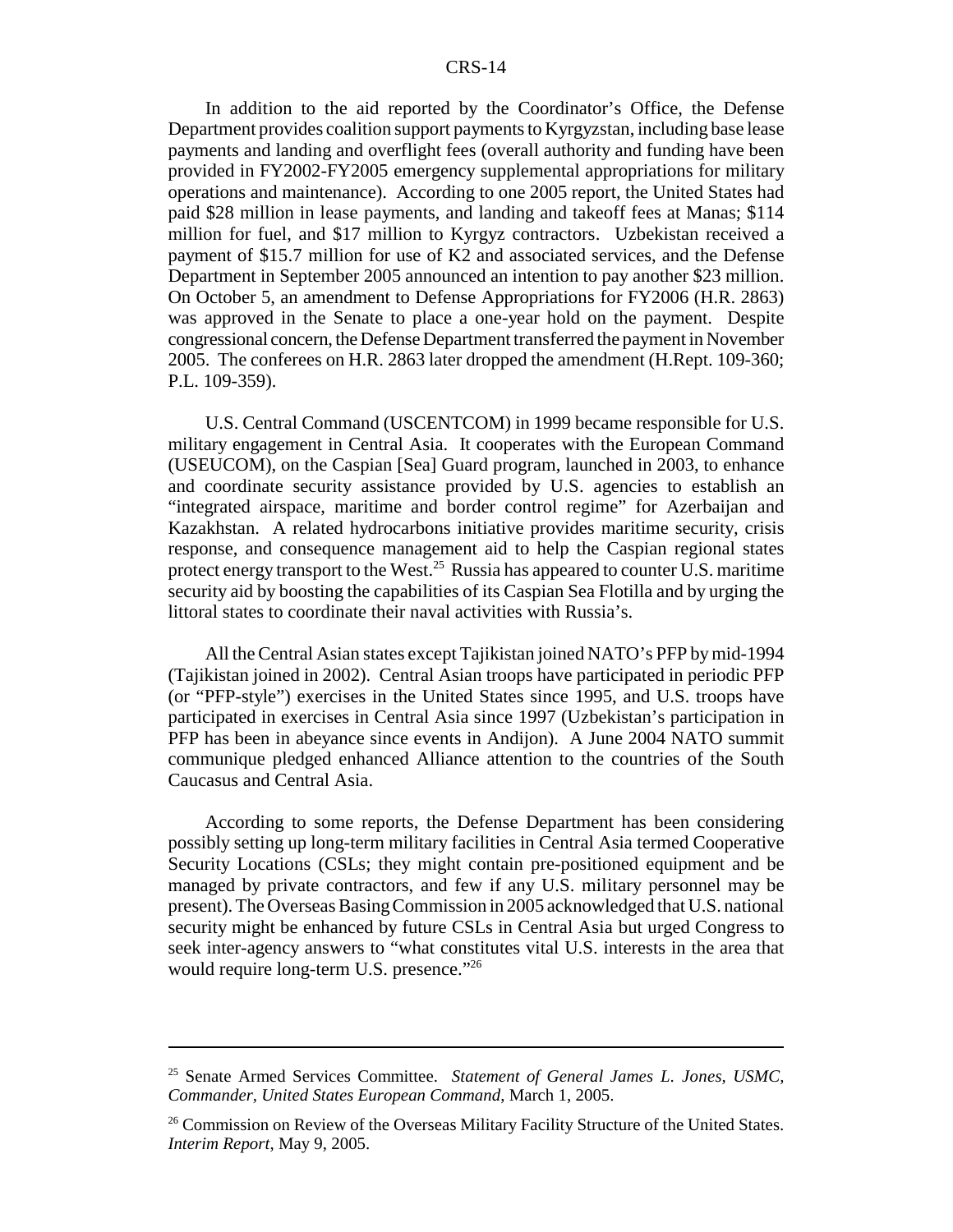In addition to the aid reported by the Coordinator's Office, the Defense Department provides coalition support payments to Kyrgyzstan, including base lease payments and landing and overflight fees (overall authority and funding have been provided in FY2002-FY2005 emergency supplemental appropriations for military operations and maintenance). According to one 2005 report, the United States had paid $28 million in lease payments, and landing and takeoff fees at Manas; $114 million for fuel, and $17 million to Kyrgyz contractors. Uzbekistan received a payment of $15.7 million for use of K2 and associated services, and the Defense Department in September 2005 announced an intention to pay another $23 million. On October 5, an amendment to Defense Appropriations for FY2006 (H.R. 2863) was approved in the Senate to place a one-year hold on the payment. Despite congressional concern, the Defense Department transferred the payment in November 2005. The conferees on H.R. 2863 later dropped the amendment (H.Rept. 109-360; P.L. 109-359).

U.S. Central Command (USCENTCOM) in 1999 became responsible for U.S. military engagement in Central Asia. It cooperates with the European Command (USEUCOM), on the Caspian [Sea] Guard program, launched in 2003, to enhance and coordinate security assistance provided by U.S. agencies to establish an "integrated airspace, maritime and border control regime" for Azerbaijan and Kazakhstan. A related hydrocarbons initiative provides maritime security, crisis response, and consequence management aid to help the Caspian regional states protect energy transport to the West.[25] Russia has appeared to counter U.S. maritime security aid by boosting the capabilities of its Caspian Sea Flotilla and by urging the littoral states to coordinate their naval activities with Russia's.

All the Central Asian states except Tajikistan joined NATO's PFP by mid-1994 (Tajikistan joined in 2002). Central Asian troops have participated in periodic PFP (or "PFP-style") exercises in the United States since 1995, and U.S. troops have participated in exercises in Central Asia since 1997 (Uzbekistan's participation in PFP has been in abeyance since events in Andijon). A June 2004 NATO summit communique pledged enhanced Alliance attention to the countries of the South Caucasus and Central Asia.

According to some reports, the Defense Department has been considering possibly setting up long-term military facilities in Central Asia termed Cooperative Security Locations (CSLs; they might contain pre-positioned equipment and be managed by private contractors, and few if any U.S. military personnel may be present). The Overseas Basing Commission in 2005 acknowledged that U.S. national security might be enhanced by future CSLs in Central Asia but urged Congress to seek inter-agency answers to "what constitutes vital U.S. interests in the area that would require long-term U.S. presence."[26]

---

[25] Senate Armed Services Committee. *Statement of General James L. Jones, USMC, Commander, United States European Command,* March 1, 2005.

[26] Commission on Review of the Overseas Military Facility Structure of the United States. *Interim Report,* May 9, 2005.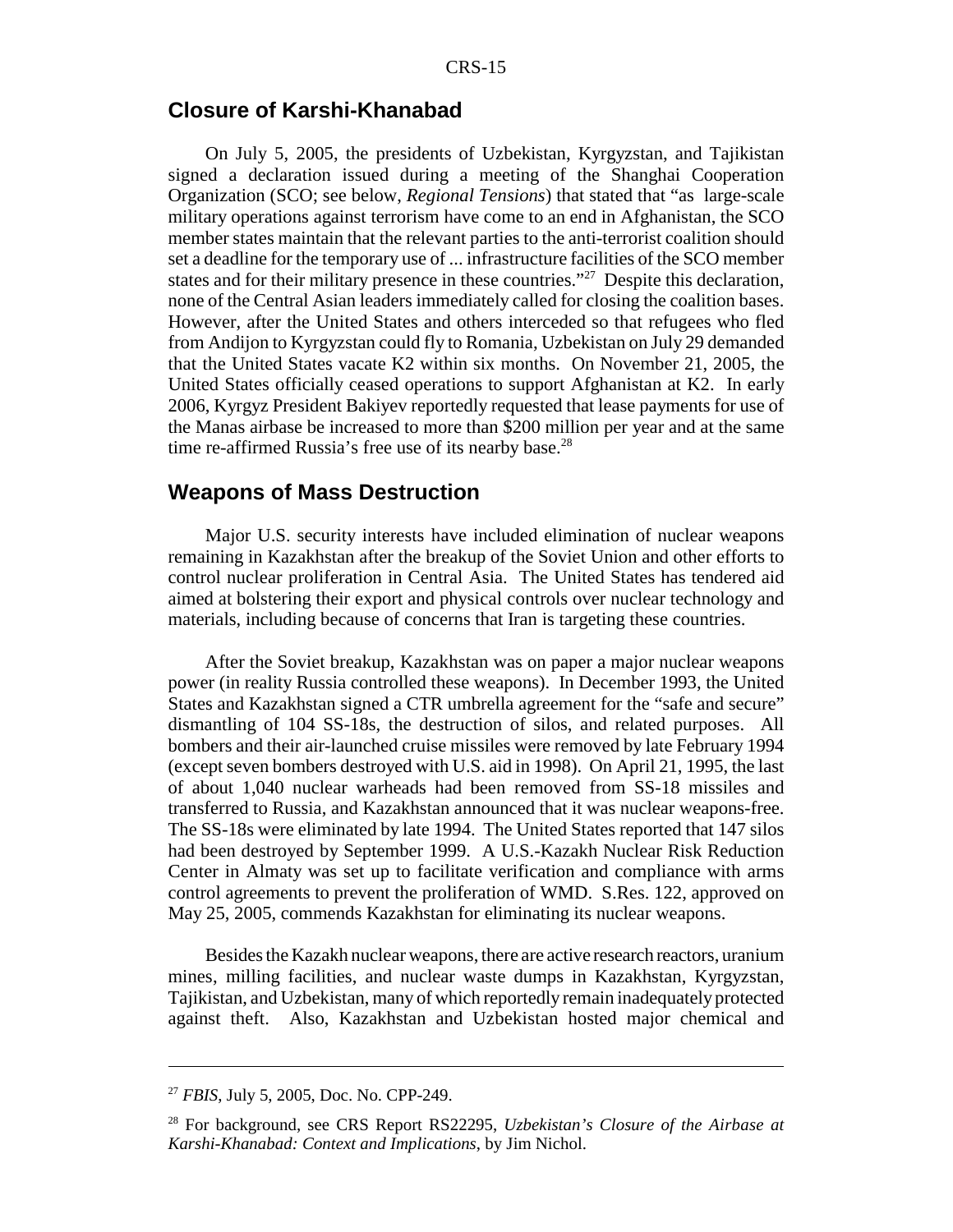## Closure of Karshi-Khanabad

On July 5, 2005, the presidents of Uzbekistan, Kyrgyzstan, and Tajikistan signed a declaration issued during a meeting of the Shanghai Cooperation Organization (SCO; see below, *Regional Tensions*) that stated that "as large-scale military operations against terrorism have come to an end in Afghanistan, the SCO member states maintain that the relevant parties to the anti-terrorist coalition should set a deadline for the temporary use of ... infrastructure facilities of the SCO member states and for their military presence in these countries."[27] Despite this declaration, none of the Central Asian leaders immediately called for closing the coalition bases. However, after the United States and others interceded so that refugees who fled from Andijon to Kyrgyzstan could fly to Romania, Uzbekistan on July 29 demanded that the United States vacate K2 within six months. On November 21, 2005, the United States officially ceased operations to support Afghanistan at K2. In early 2006, Kyrgyz President Bakiyev reportedly requested that lease payments for use of the Manas airbase be increased to more than $200 million per year and at the same time re-affirmed Russia's free use of its nearby base.[28]

## Weapons of Mass Destruction

Major U.S. security interests have included elimination of nuclear weapons remaining in Kazakhstan after the breakup of the Soviet Union and other efforts to control nuclear proliferation in Central Asia. The United States has tendered aid aimed at bolstering their export and physical controls over nuclear technology and materials, including because of concerns that Iran is targeting these countries.

After the Soviet breakup, Kazakhstan was on paper a major nuclear weapons power (in reality Russia controlled these weapons). In December 1993, the United States and Kazakhstan signed a CTR umbrella agreement for the "safe and secure" dismantling of 104 SS-18s, the destruction of silos, and related purposes. All bombers and their air-launched cruise missiles were removed by late February 1994 (except seven bombers destroyed with U.S. aid in 1998). On April 21, 1995, the last of about 1,040 nuclear warheads had been removed from SS-18 missiles and transferred to Russia, and Kazakhstan announced that it was nuclear weapons-free. The SS-18s were eliminated by late 1994. The United States reported that 147 silos had been destroyed by September 1999. A U.S.-Kazakh Nuclear Risk Reduction Center in Almaty was set up to facilitate verification and compliance with arms control agreements to prevent the proliferation of WMD. S.Res. 122, approved on May 25, 2005, commends Kazakhstan for eliminating its nuclear weapons.

Besides the Kazakh nuclear weapons, there are active research reactors, uranium mines, milling facilities, and nuclear waste dumps in Kazakhstan, Kyrgyzstan, Tajikistan, and Uzbekistan, many of which reportedly remain inadequately protected against theft. Also, Kazakhstan and Uzbekistan hosted major chemical and

---

[27] *FBIS*, July 5, 2005, Doc. No. CPP-249.

[28] For background, see CRS Report RS22295, *Uzbekistan's Closure of the Airbase at Karshi-Khanabad: Context and Implications*, by Jim Nichol.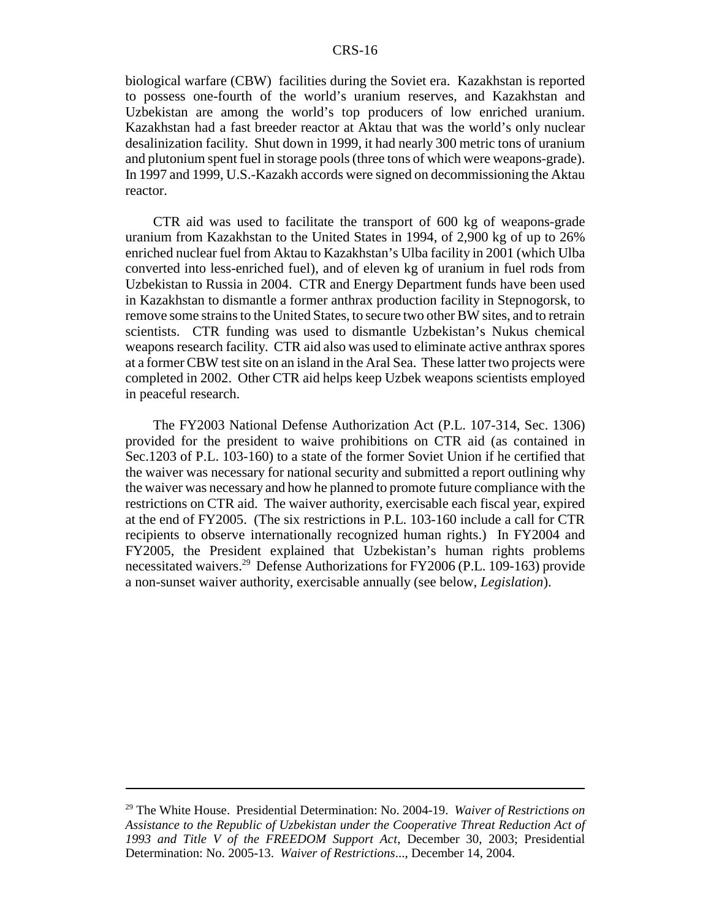biological warfare (CBW) facilities during the Soviet era. Kazakhstan is reported to possess one-fourth of the world's uranium reserves, and Kazakhstan and Uzbekistan are among the world's top producers of low enriched uranium. Kazakhstan had a fast breeder reactor at Aktau that was the world's only nuclear desalinization facility. Shut down in 1999, it had nearly 300 metric tons of uranium and plutonium spent fuel in storage pools (three tons of which were weapons-grade). In 1997 and 1999, U.S.-Kazakh accords were signed on decommissioning the Aktau reactor.

CTR aid was used to facilitate the transport of 600 kg of weapons-grade uranium from Kazakhstan to the United States in 1994, of 2,900 kg of up to 26% enriched nuclear fuel from Aktau to Kazakhstan's Ulba facility in 2001 (which Ulba converted into less-enriched fuel), and of eleven kg of uranium in fuel rods from Uzbekistan to Russia in 2004. CTR and Energy Department funds have been used in Kazakhstan to dismantle a former anthrax production facility in Stepnogorsk, to remove some strains to the United States, to secure two other BW sites, and to retrain scientists. CTR funding was used to dismantle Uzbekistan's Nukus chemical weapons research facility. CTR aid also was used to eliminate active anthrax spores at a former CBW test site on an island in the Aral Sea. These latter two projects were completed in 2002. Other CTR aid helps keep Uzbek weapons scientists employed in peaceful research.

The FY2003 National Defense Authorization Act (P.L. 107-314, Sec. 1306) provided for the president to waive prohibitions on CTR aid (as contained in Sec.1203 of P.L. 103-160) to a state of the former Soviet Union if he certified that the waiver was necessary for national security and submitted a report outlining why the waiver was necessary and how he planned to promote future compliance with the restrictions on CTR aid. The waiver authority, exercisable each fiscal year, expired at the end of FY2005. (The six restrictions in P.L. 103-160 include a call for CTR recipients to observe internationally recognized human rights.) In FY2004 and FY2005, the President explained that Uzbekistan's human rights problems necessitated waivers.[29] Defense Authorizations for FY2006 (P.L. 109-163) provide a non-sunset waiver authority, exercisable annually (see below, *Legislation*).

---

[29] The White House. Presidential Determination: No. 2004-19. *Waiver of Restrictions on Assistance to the Republic of Uzbekistan under the Cooperative Threat Reduction Act of 1993 and Title V of the FREEDOM Support Act*, December 30, 2003; Presidential Determination: No. 2005-13. *Waiver of Restrictions*..., December 14, 2004.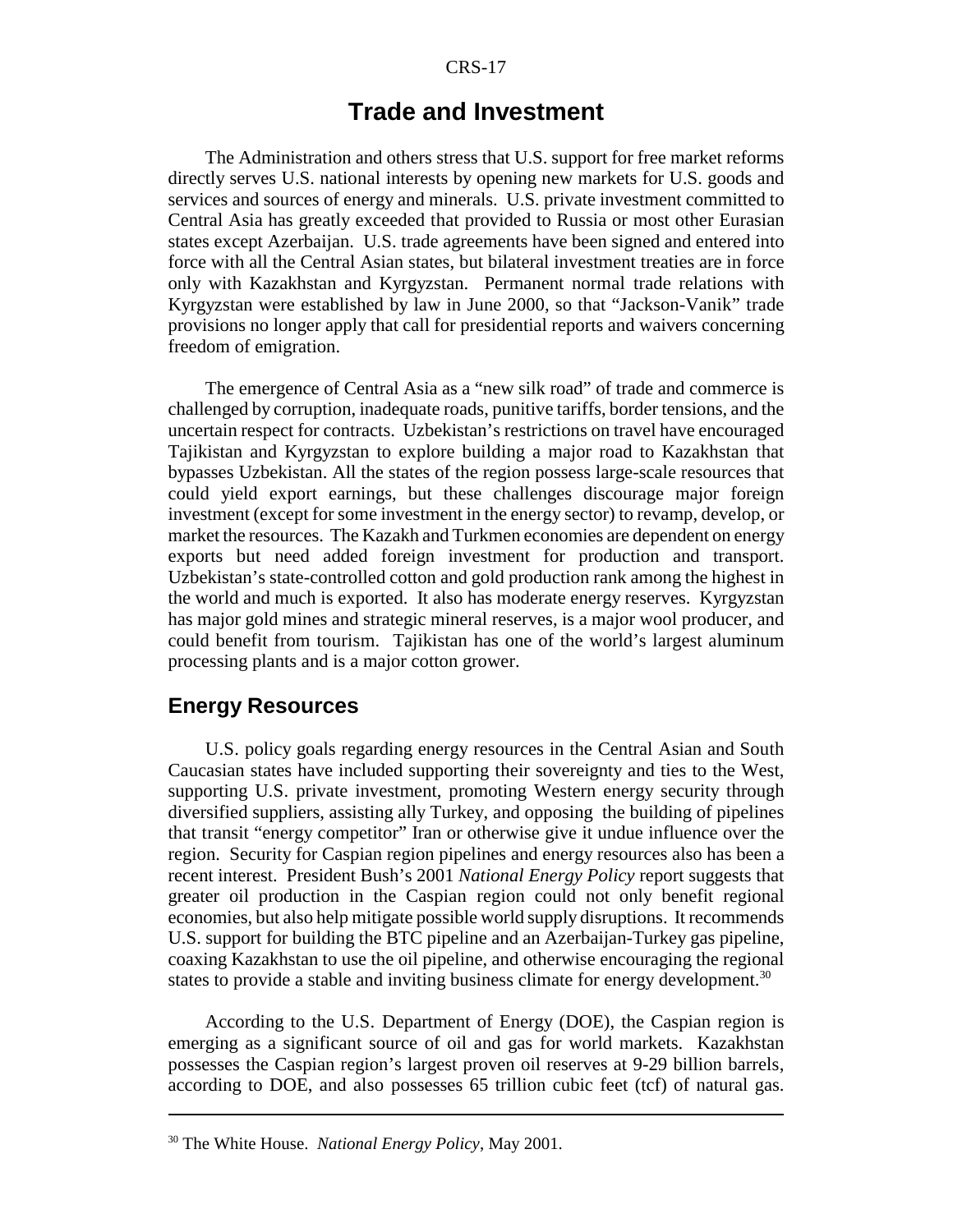# Trade and Investment

The Administration and others stress that U.S. support for free market reforms directly serves U.S. national interests by opening new markets for U.S. goods and services and sources of energy and minerals. U.S. private investment committed to Central Asia has greatly exceeded that provided to Russia or most other Eurasian states except Azerbaijan. U.S. trade agreements have been signed and entered into force with all the Central Asian states, but bilateral investment treaties are in force only with Kazakhstan and Kyrgyzstan. Permanent normal trade relations with Kyrgyzstan were established by law in June 2000, so that "Jackson-Vanik" trade provisions no longer apply that call for presidential reports and waivers concerning freedom of emigration.

The emergence of Central Asia as a "new silk road" of trade and commerce is challenged by corruption, inadequate roads, punitive tariffs, border tensions, and the uncertain respect for contracts. Uzbekistan's restrictions on travel have encouraged Tajikistan and Kyrgyzstan to explore building a major road to Kazakhstan that bypasses Uzbekistan. All the states of the region possess large-scale resources that could yield export earnings, but these challenges discourage major foreign investment (except for some investment in the energy sector) to revamp, develop, or market the resources. The Kazakh and Turkmen economies are dependent on energy exports but need added foreign investment for production and transport. Uzbekistan's state-controlled cotton and gold production rank among the highest in the world and much is exported. It also has moderate energy reserves. Kyrgyzstan has major gold mines and strategic mineral reserves, is a major wool producer, and could benefit from tourism. Tajikistan has one of the world's largest aluminum processing plants and is a major cotton grower.

## Energy Resources

U.S. policy goals regarding energy resources in the Central Asian and South Caucasian states have included supporting their sovereignty and ties to the West, supporting U.S. private investment, promoting Western energy security through diversified suppliers, assisting ally Turkey, and opposing the building of pipelines that transit "energy competitor" Iran or otherwise give it undue influence over the region. Security for Caspian region pipelines and energy resources also has been a recent interest. President Bush's 2001 *National Energy Policy* report suggests that greater oil production in the Caspian region could not only benefit regional economies, but also help mitigate possible world supply disruptions. It recommends U.S. support for building the BTC pipeline and an Azerbaijan-Turkey gas pipeline, coaxing Kazakhstan to use the oil pipeline, and otherwise encouraging the regional states to provide a stable and inviting business climate for energy development.[30]

According to the U.S. Department of Energy (DOE), the Caspian region is emerging as a significant source of oil and gas for world markets. Kazakhstan possesses the Caspian region's largest proven oil reserves at 9-29 billion barrels, according to DOE, and also possesses 65 trillion cubic feet (tcf) of natural gas.

---

[30] The White House. *National Energy Policy*, May 2001.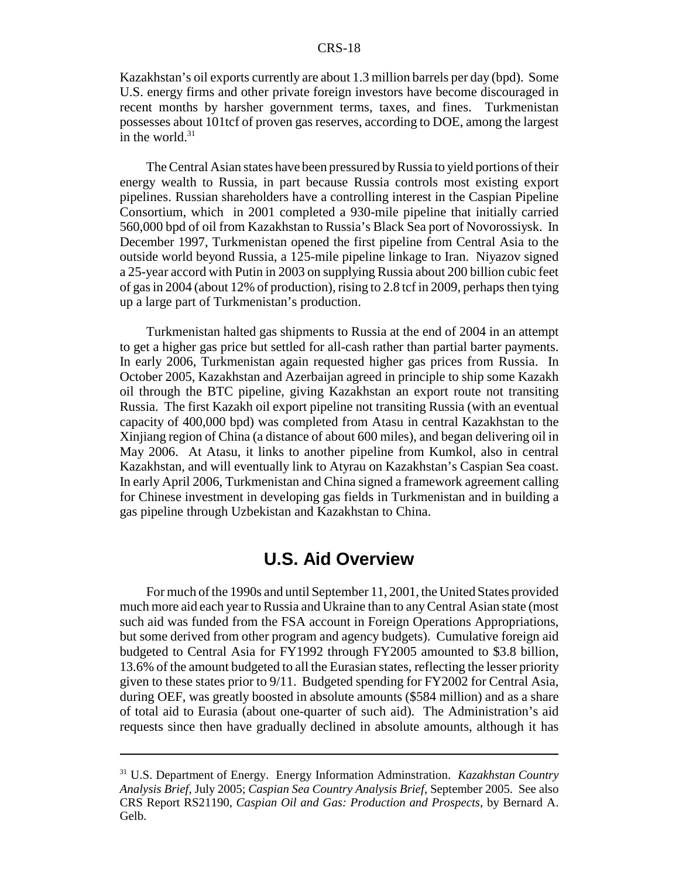Kazakhstan's oil exports currently are about 1.3 million barrels per day (bpd). Some U.S. energy firms and other private foreign investors have become discouraged in recent months by harsher government terms, taxes, and fines. Turkmenistan possesses about 101tcf of proven gas reserves, according to DOE, among the largest in the world.[31]

The Central Asian states have been pressured by Russia to yield portions of their energy wealth to Russia, in part because Russia controls most existing export pipelines. Russian shareholders have a controlling interest in the Caspian Pipeline Consortium, which in 2001 completed a 930-mile pipeline that initially carried 560,000 bpd of oil from Kazakhstan to Russia's Black Sea port of Novorossiysk. In December 1997, Turkmenistan opened the first pipeline from Central Asia to the outside world beyond Russia, a 125-mile pipeline linkage to Iran. Niyazov signed a 25-year accord with Putin in 2003 on supplying Russia about 200 billion cubic feet of gas in 2004 (about 12% of production), rising to 2.8 tcf in 2009, perhaps then tying up a large part of Turkmenistan's production.

Turkmenistan halted gas shipments to Russia at the end of 2004 in an attempt to get a higher gas price but settled for all-cash rather than partial barter payments. In early 2006, Turkmenistan again requested higher gas prices from Russia. In October 2005, Kazakhstan and Azerbaijan agreed in principle to ship some Kazakh oil through the BTC pipeline, giving Kazakhstan an export route not transiting Russia. The first Kazakh oil export pipeline not transiting Russia (with an eventual capacity of 400,000 bpd) was completed from Atasu in central Kazakhstan to the Xinjiang region of China (a distance of about 600 miles), and began delivering oil in May 2006. At Atasu, it links to another pipeline from Kumkol, also in central Kazakhstan, and will eventually link to Atyrau on Kazakhstan's Caspian Sea coast. In early April 2006, Turkmenistan and China signed a framework agreement calling for Chinese investment in developing gas fields in Turkmenistan and in building a gas pipeline through Uzbekistan and Kazakhstan to China.

## U.S. Aid Overview

For much of the 1990s and until September 11, 2001, the United States provided much more aid each year to Russia and Ukraine than to any Central Asian state (most such aid was funded from the FSA account in Foreign Operations Appropriations, but some derived from other program and agency budgets). Cumulative foreign aid budgeted to Central Asia for FY1992 through FY2005 amounted to \$3.8 billion, 13.6% of the amount budgeted to all the Eurasian states, reflecting the lesser priority given to these states prior to 9/11. Budgeted spending for FY2002 for Central Asia, during OEF, was greatly boosted in absolute amounts (\$584 million) and as a share of total aid to Eurasia (about one-quarter of such aid). The Administration's aid requests since then have gradually declined in absolute amounts, although it has

---

[31] U.S. Department of Energy. Energy Information Adminstration. *Kazakhstan Country Analysis Brief*, July 2005; *Caspian Sea Country Analysis Brief*, September 2005. See also CRS Report RS21190, *Caspian Oil and Gas: Production and Prospects*, by Bernard A. Gelb.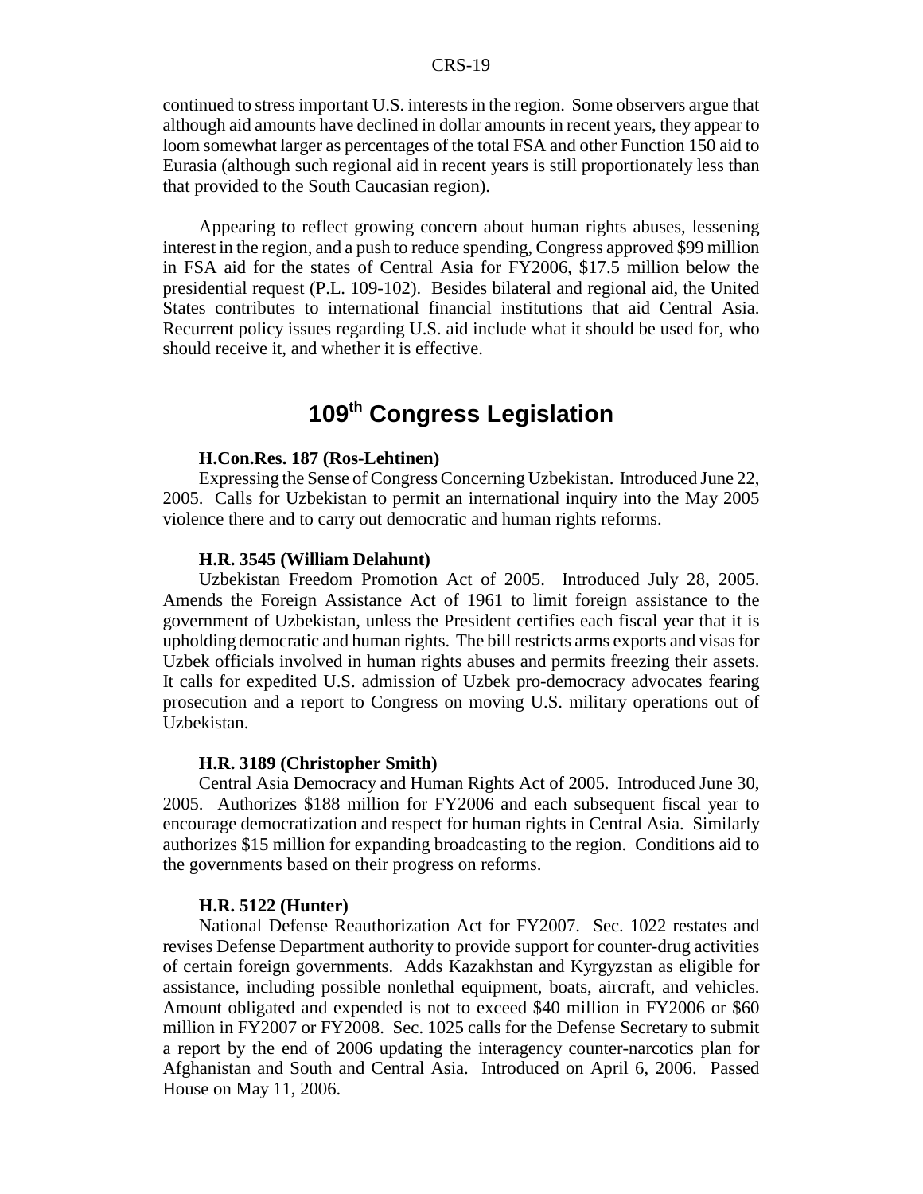continued to stress important U.S. interests in the region. Some observers argue that although aid amounts have declined in dollar amounts in recent years, they appear to loom somewhat larger as percentages of the total FSA and other Function 150 aid to Eurasia (although such regional aid in recent years is still proportionately less than that provided to the South Caucasian region).

Appearing to reflect growing concern about human rights abuses, lessening interest in the region, and a push to reduce spending, Congress approved $99 million in FSA aid for the states of Central Asia for FY2006, $17.5 million below the presidential request (P.L. 109-102). Besides bilateral and regional aid, the United States contributes to international financial institutions that aid Central Asia. Recurrent policy issues regarding U.S. aid include what it should be used for, who should receive it, and whether it is effective.

# 109th Congress Legislation

**H.Con.Res. 187 (Ros-Lehtinen)**

Expressing the Sense of Congress Concerning Uzbekistan. Introduced June 22, 2005. Calls for Uzbekistan to permit an international inquiry into the May 2005 violence there and to carry out democratic and human rights reforms.

**H.R. 3545 (William Delahunt)**

Uzbekistan Freedom Promotion Act of 2005. Introduced July 28, 2005. Amends the Foreign Assistance Act of 1961 to limit foreign assistance to the government of Uzbekistan, unless the President certifies each fiscal year that it is upholding democratic and human rights. The bill restricts arms exports and visas for Uzbek officials involved in human rights abuses and permits freezing their assets. It calls for expedited U.S. admission of Uzbek pro-democracy advocates fearing prosecution and a report to Congress on moving U.S. military operations out of Uzbekistan.

**H.R. 3189 (Christopher Smith)**

Central Asia Democracy and Human Rights Act of 2005. Introduced June 30, 2005. Authorizes $188 million for FY2006 and each subsequent fiscal year to encourage democratization and respect for human rights in Central Asia. Similarly authorizes $15 million for expanding broadcasting to the region. Conditions aid to the governments based on their progress on reforms.

**H.R. 5122 (Hunter)**

National Defense Reauthorization Act for FY2007. Sec. 1022 restates and revises Defense Department authority to provide support for counter-drug activities of certain foreign governments. Adds Kazakhstan and Kyrgyzstan as eligible for assistance, including possible nonlethal equipment, boats, aircraft, and vehicles. Amount obligated and expended is not to exceed $40 million in FY2006 or $60 million in FY2007 or FY2008. Sec. 1025 calls for the Defense Secretary to submit a report by the end of 2006 updating the interagency counter-narcotics plan for Afghanistan and South and Central Asia. Introduced on April 6, 2006. Passed House on May 11, 2006.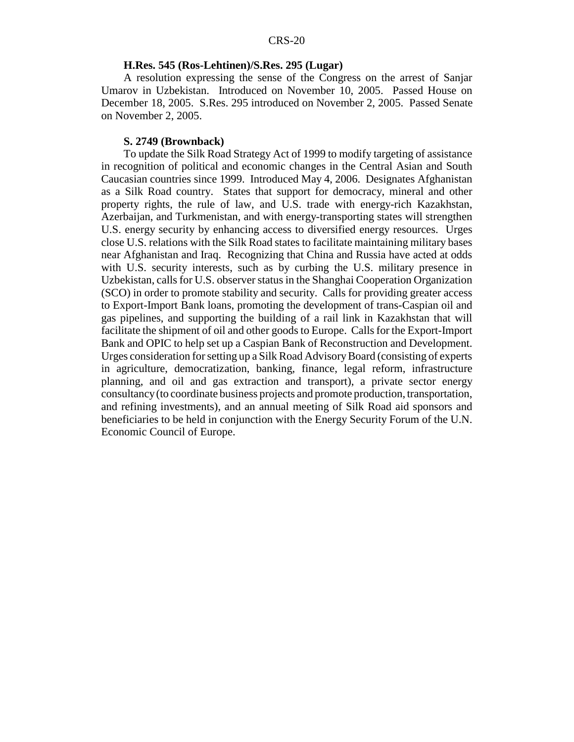**H.Res. 545 (Ros-Lehtinen)/S.Res. 295 (Lugar)**

A resolution expressing the sense of the Congress on the arrest of Sanjar Umarov in Uzbekistan. Introduced on November 10, 2005. Passed House on December 18, 2005. S.Res. 295 introduced on November 2, 2005. Passed Senate on November 2, 2005.

**S. 2749 (Brownback)**

To update the Silk Road Strategy Act of 1999 to modify targeting of assistance in recognition of political and economic changes in the Central Asian and South Caucasian countries since 1999. Introduced May 4, 2006. Designates Afghanistan as a Silk Road country. States that support for democracy, mineral and other property rights, the rule of law, and U.S. trade with energy-rich Kazakhstan, Azerbaijan, and Turkmenistan, and with energy-transporting states will strengthen U.S. energy security by enhancing access to diversified energy resources. Urges close U.S. relations with the Silk Road states to facilitate maintaining military bases near Afghanistan and Iraq. Recognizing that China and Russia have acted at odds with U.S. security interests, such as by curbing the U.S. military presence in Uzbekistan, calls for U.S. observer status in the Shanghai Cooperation Organization (SCO) in order to promote stability and security. Calls for providing greater access to Export-Import Bank loans, promoting the development of trans-Caspian oil and gas pipelines, and supporting the building of a rail link in Kazakhstan that will facilitate the shipment of oil and other goods to Europe. Calls for the Export-Import Bank and OPIC to help set up a Caspian Bank of Reconstruction and Development. Urges consideration for setting up a Silk Road Advisory Board (consisting of experts in agriculture, democratization, banking, finance, legal reform, infrastructure planning, and oil and gas extraction and transport), a private sector energy consultancy (to coordinate business projects and promote production, transportation, and refining investments), and an annual meeting of Silk Road aid sponsors and beneficiaries to be held in conjunction with the Energy Security Forum of the U.N. Economic Council of Europe.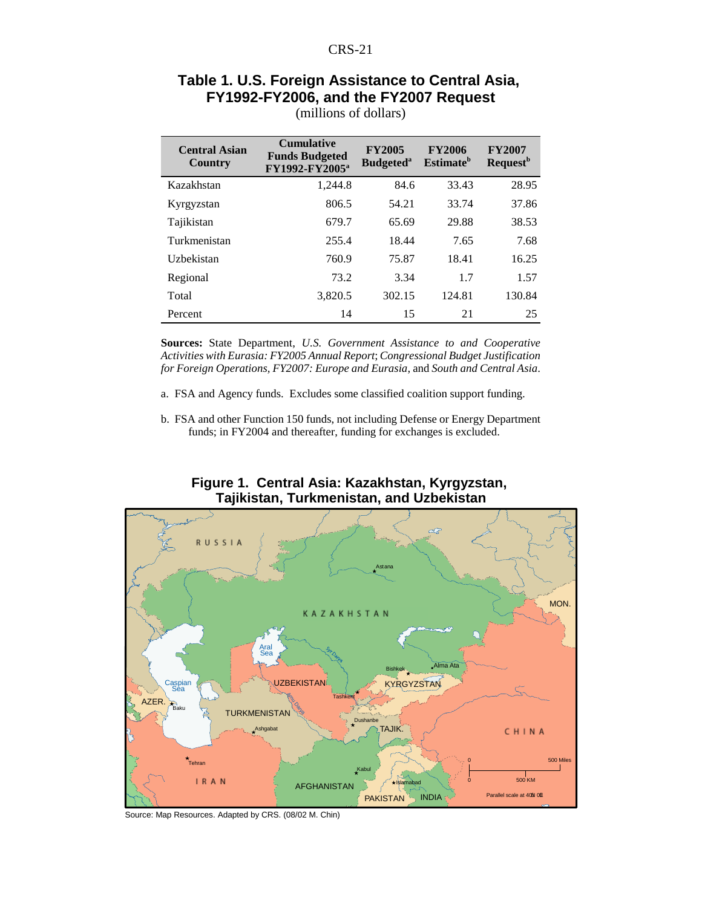## Table 1. U.S. Foreign Assistance to Central Asia, FY1992-FY2006, and the FY2007 Request

(millions of dollars)

| Central Asian Country | Cumulative Funds Budgeted FY1992-FY2005[a] | FY2005 Budgeted[a] | FY2006 Estimate[b] | FY2007 Request[b] |
|---|---|---|---|---|
| Kazakhstan | 1,244.8 | 84.6 | 33.43 | 28.95 |
| Kyrgyzstan | 806.5 | 54.21 | 33.74 | 37.86 |
| Tajikistan | 679.7 | 65.69 | 29.88 | 38.53 |
| Turkmenistan | 255.4 | 18.44 | 7.65 | 7.68 |
| Uzbekistan | 760.9 | 75.87 | 18.41 | 16.25 |
| Regional | 73.2 | 3.34 | 1.7 | 1.57 |
| Total | 3,820.5 | 302.15 | 124.81 | 130.84 |
| Percent | 14 | 15 | 21 | 25 |

**Sources:** State Department, *U.S. Government Assistance to and Cooperative Activities with Eurasia: FY2005 Annual Report*; *Congressional Budget Justification for Foreign Operations, FY2007: Europe and Eurasia*, and *South and Central Asia*.

a. FSA and Agency funds. Excludes some classified coalition support funding.

b. FSA and other Function 150 funds, not including Defense or Energy Department funds; in FY2004 and thereafter, funding for exchanges is excluded.

**Figure 1. Central Asia: Kazakhstan, Kyrgyzstan, Tajikistan, Turkmenistan, and Uzbekistan**

Source: Map Resources. Adapted by CRS. (08/02 M. Chin)